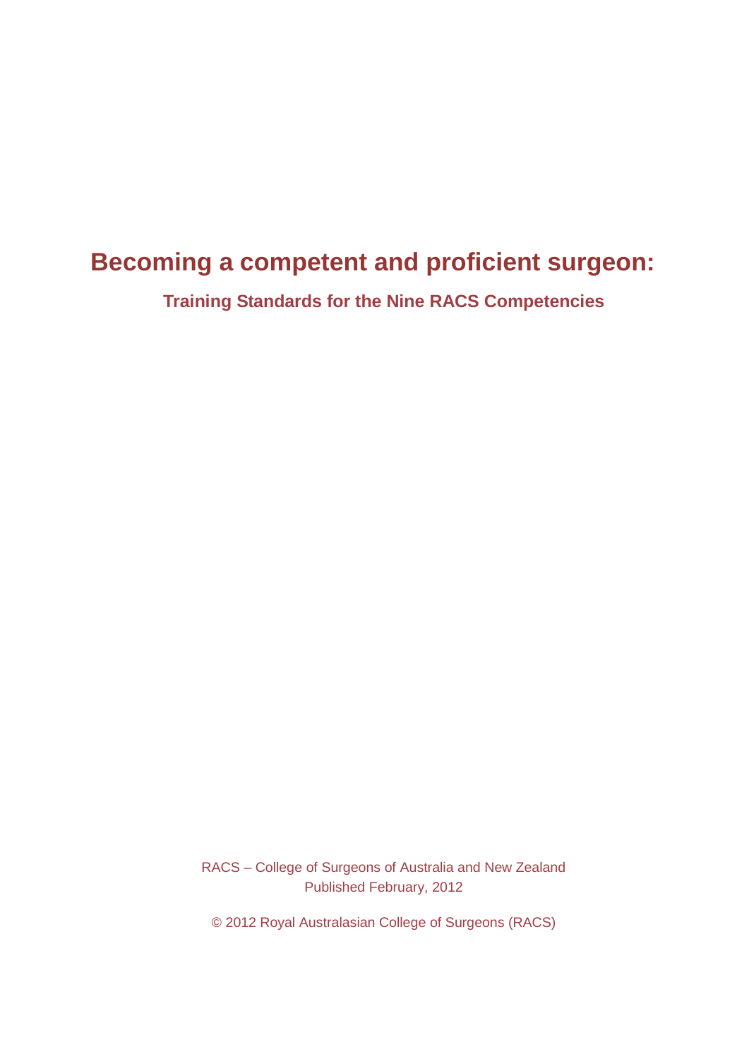# Becoming a competent and proficient surgeon:

## Training Standards for the Nine RACS Competencies

RACS – College of Surgeons of Australia and New Zealand
Published February, 2012

© 2012 Royal Australasian College of Surgeons (RACS)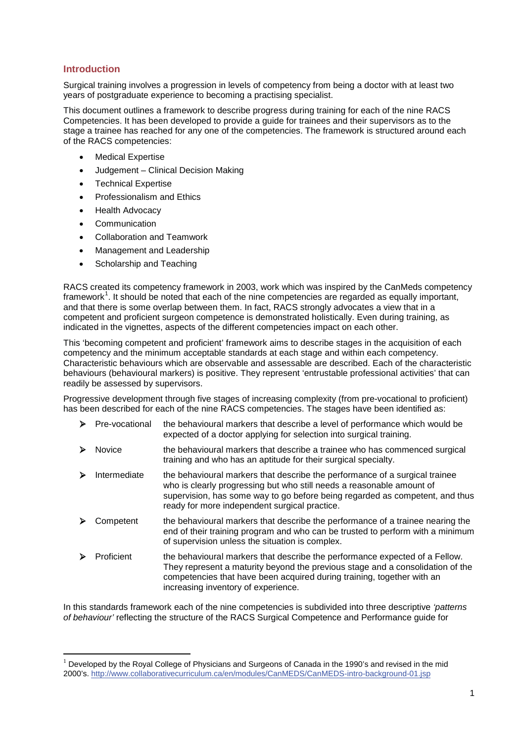## Introduction

Surgical training involves a progression in levels of competency from being a doctor with at least two years of postgraduate experience to becoming a practising specialist.

This document outlines a framework to describe progress during training for each of the nine RACS Competencies. It has been developed to provide a guide for trainees and their supervisors as to the stage a trainee has reached for any one of the competencies. The framework is structured around each of the RACS competencies:

- Medical Expertise
- Judgement – Clinical Decision Making
- Technical Expertise
- Professionalism and Ethics
- Health Advocacy
- Communication
- Collaboration and Teamwork
- Management and Leadership
- Scholarship and Teaching

RACS created its competency framework in 2003, work which was inspired by the CanMeds competency framework[1]. It should be noted that each of the nine competencies are regarded as equally important, and that there is some overlap between them. In fact, RACS strongly advocates a view that in a competent and proficient surgeon competence is demonstrated holistically. Even during training, as indicated in the vignettes, aspects of the different competencies impact on each other.

This 'becoming competent and proficient' framework aims to describe stages in the acquisition of each competency and the minimum acceptable standards at each stage and within each competency. Characteristic behaviours which are observable and assessable are described. Each of the characteristic behaviours (behavioural markers) is positive. They represent 'entrustable professional activities' that can readily be assessed by supervisors.

Progressive development through five stages of increasing complexity (from pre-vocational to proficient) has been described for each of the nine RACS competencies. The stages have been identified as:

- **Pre-vocational** — the behavioural markers that describe a level of performance which would be expected of a doctor applying for selection into surgical training.
- **Novice** — the behavioural markers that describe a trainee who has commenced surgical training and who has an aptitude for their surgical specialty.
- **Intermediate** — the behavioural markers that describe the performance of a surgical trainee who is clearly progressing but who still needs a reasonable amount of supervision, has some way to go before being regarded as competent, and thus ready for more independent surgical practice.
- **Competent** — the behavioural markers that describe the performance of a trainee nearing the end of their training program and who can be trusted to perform with a minimum of supervision unless the situation is complex.
- **Proficient** — the behavioural markers that describe the performance expected of a Fellow. They represent a maturity beyond the previous stage and a consolidation of the competencies that have been acquired during training, together with an increasing inventory of experience.

In this standards framework each of the nine competencies is subdivided into three descriptive *'patterns of behaviour'* reflecting the structure of the RACS Surgical Competence and Performance guide for

---

[1] Developed by the Royal College of Physicians and Surgeons of Canada in the 1990's and revised in the mid 2000's. http://www.collaborativecurriculum.ca/en/modules/CanMEDS/CanMEDS-intro-background-01.jsp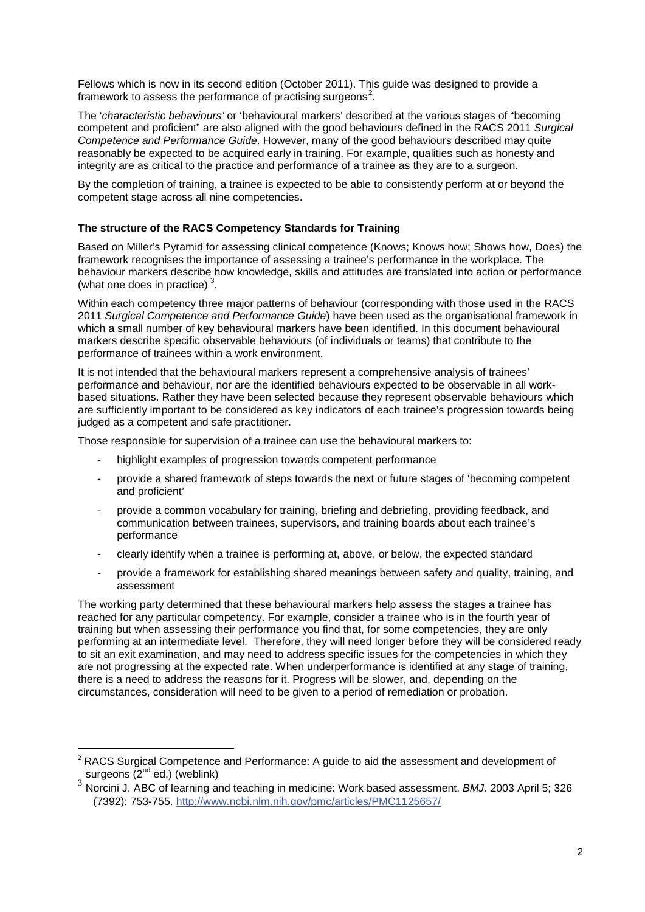Fellows which is now in its second edition (October 2011). This guide was designed to provide a framework to assess the performance of practising surgeons[2].

The '*characteristic behaviours'* or 'behavioural markers' described at the various stages of "becoming competent and proficient" are also aligned with the good behaviours defined in the RACS 2011 *Surgical Competence and Performance Guide*. However, many of the good behaviours described may quite reasonably be expected to be acquired early in training. For example, qualities such as honesty and integrity are as critical to the practice and performance of a trainee as they are to a surgeon.

By the completion of training, a trainee is expected to be able to consistently perform at or beyond the competent stage across all nine competencies.

**The structure of the RACS Competency Standards for Training**

Based on Miller's Pyramid for assessing clinical competence (Knows; Knows how; Shows how, Does) the framework recognises the importance of assessing a trainee's performance in the workplace. The behaviour markers describe how knowledge, skills and attitudes are translated into action or performance (what one does in practice) [3].

Within each competency three major patterns of behaviour (corresponding with those used in the RACS 2011 *Surgical Competence and Performance Guide*) have been used as the organisational framework in which a small number of key behavioural markers have been identified. In this document behavioural markers describe specific observable behaviours (of individuals or teams) that contribute to the performance of trainees within a work environment.

It is not intended that the behavioural markers represent a comprehensive analysis of trainees' performance and behaviour, nor are the identified behaviours expected to be observable in all work-based situations. Rather they have been selected because they represent observable behaviours which are sufficiently important to be considered as key indicators of each trainee's progression towards being judged as a competent and safe practitioner.

Those responsible for supervision of a trainee can use the behavioural markers to:

- highlight examples of progression towards competent performance
- provide a shared framework of steps towards the next or future stages of 'becoming competent and proficient'
- provide a common vocabulary for training, briefing and debriefing, providing feedback, and communication between trainees, supervisors, and training boards about each trainee's performance
- clearly identify when a trainee is performing at, above, or below, the expected standard
- provide a framework for establishing shared meanings between safety and quality, training, and assessment

The working party determined that these behavioural markers help assess the stages a trainee has reached for any particular competency. For example, consider a trainee who is in the fourth year of training but when assessing their performance you find that, for some competencies, they are only performing at an intermediate level. Therefore, they will need longer before they will be considered ready to sit an exit examination, and may need to address specific issues for the competencies in which they are not progressing at the expected rate. When underperformance is identified at any stage of training, there is a need to address the reasons for it. Progress will be slower, and, depending on the circumstances, consideration will need to be given to a period of remediation or probation.

---

[2] RACS Surgical Competence and Performance: A guide to aid the assessment and development of surgeons (2nd ed.) (weblink)

[3] Norcini J. ABC of learning and teaching in medicine: Work based assessment. *BMJ.* 2003 April 5; 326 (7392): 753-755. http://www.ncbi.nlm.nih.gov/pmc/articles/PMC1125657/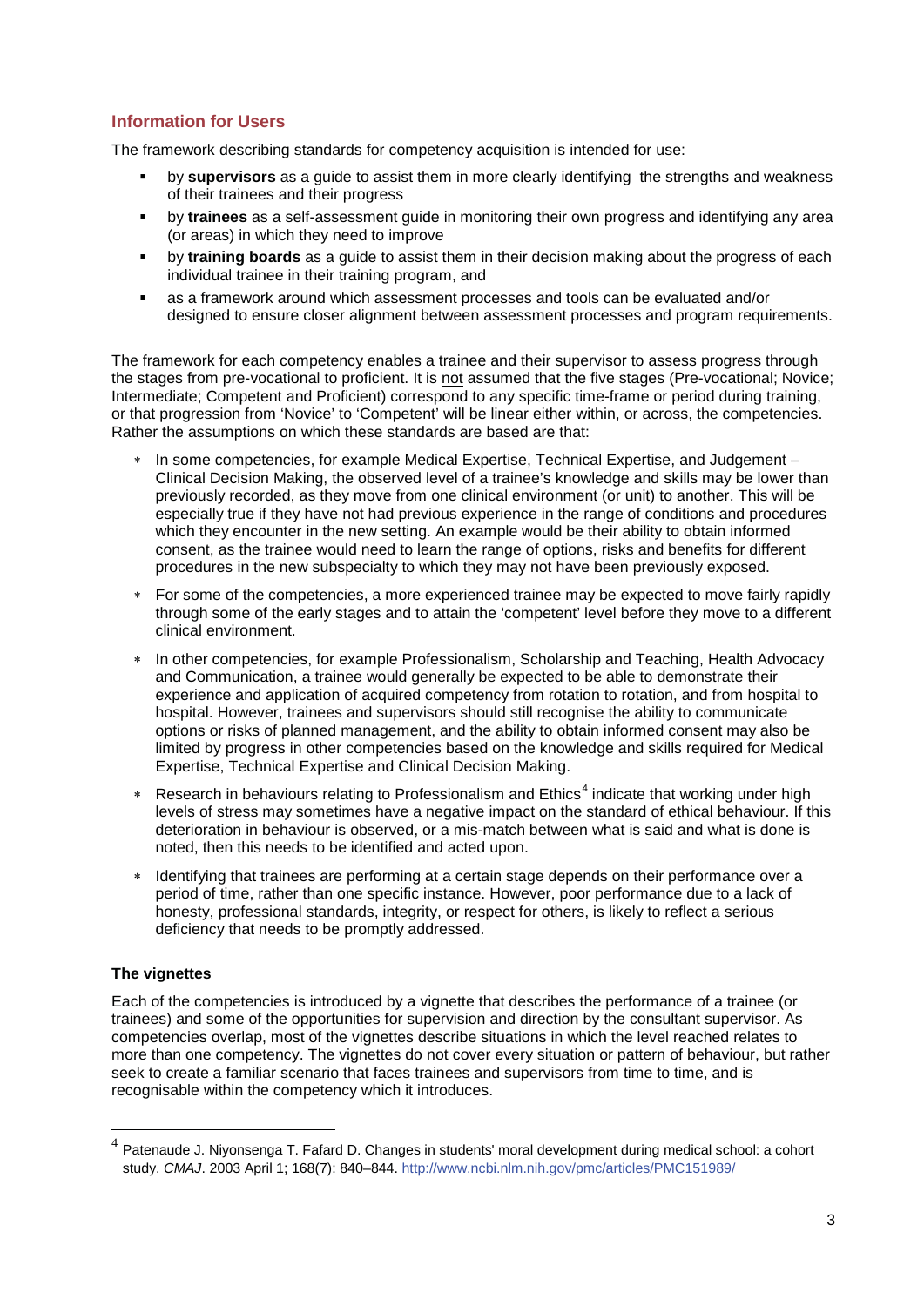## Information for Users

The framework describing standards for competency acquisition is intended for use:

- by **supervisors** as a guide to assist them in more clearly identifying the strengths and weakness of their trainees and their progress
- by **trainees** as a self-assessment guide in monitoring their own progress and identifying any area (or areas) in which they need to improve
- by **training boards** as a guide to assist them in their decision making about the progress of each individual trainee in their training program, and
- as a framework around which assessment processes and tools can be evaluated and/or designed to ensure closer alignment between assessment processes and program requirements.

The framework for each competency enables a trainee and their supervisor to assess progress through the stages from pre-vocational to proficient. It is not assumed that the five stages (Pre-vocational; Novice; Intermediate; Competent and Proficient) correspond to any specific time-frame or period during training, or that progression from 'Novice' to 'Competent' will be linear either within, or across, the competencies. Rather the assumptions on which these standards are based are that:

- In some competencies, for example Medical Expertise, Technical Expertise, and Judgement – Clinical Decision Making, the observed level of a trainee's knowledge and skills may be lower than previously recorded, as they move from one clinical environment (or unit) to another. This will be especially true if they have not had previous experience in the range of conditions and procedures which they encounter in the new setting. An example would be their ability to obtain informed consent, as the trainee would need to learn the range of options, risks and benefits for different procedures in the new subspecialty to which they may not have been previously exposed.
- For some of the competencies, a more experienced trainee may be expected to move fairly rapidly through some of the early stages and to attain the 'competent' level before they move to a different clinical environment.
- In other competencies, for example Professionalism, Scholarship and Teaching, Health Advocacy and Communication, a trainee would generally be expected to be able to demonstrate their experience and application of acquired competency from rotation to rotation, and from hospital to hospital. However, trainees and supervisors should still recognise the ability to communicate options or risks of planned management, and the ability to obtain informed consent may also be limited by progress in other competencies based on the knowledge and skills required for Medical Expertise, Technical Expertise and Clinical Decision Making.
- Research in behaviours relating to Professionalism and Ethics[4] indicate that working under high levels of stress may sometimes have a negative impact on the standard of ethical behaviour. If this deterioration in behaviour is observed, or a mis-match between what is said and what is done is noted, then this needs to be identified and acted upon.
- Identifying that trainees are performing at a certain stage depends on their performance over a period of time, rather than one specific instance. However, poor performance due to a lack of honesty, professional standards, integrity, or respect for others, is likely to reflect a serious deficiency that needs to be promptly addressed.

### The vignettes

Each of the competencies is introduced by a vignette that describes the performance of a trainee (or trainees) and some of the opportunities for supervision and direction by the consultant supervisor. As competencies overlap, most of the vignettes describe situations in which the level reached relates to more than one competency. The vignettes do not cover every situation or pattern of behaviour, but rather seek to create a familiar scenario that faces trainees and supervisors from time to time, and is recognisable within the competency which it introduces.

---

[4] Patenaude J. Niyonsenga T. Fafard D. Changes in students' moral development during medical school: a cohort study. *CMAJ*. 2003 April 1; 168(7): 840–844. http://www.ncbi.nlm.nih.gov/pmc/articles/PMC151989/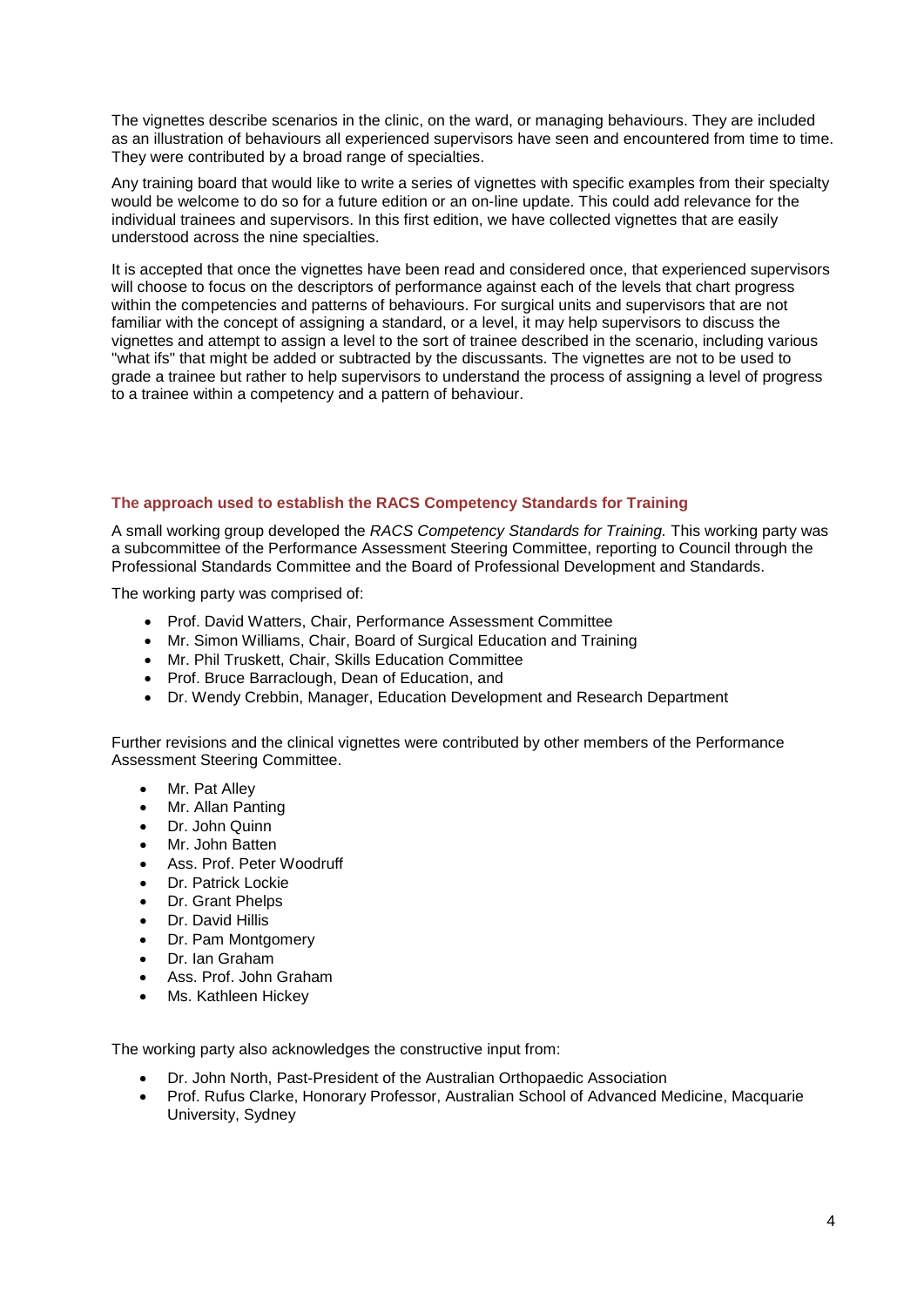The vignettes describe scenarios in the clinic, on the ward, or managing behaviours. They are included as an illustration of behaviours all experienced supervisors have seen and encountered from time to time. They were contributed by a broad range of specialties.

Any training board that would like to write a series of vignettes with specific examples from their specialty would be welcome to do so for a future edition or an on-line update. This could add relevance for the individual trainees and supervisors. In this first edition, we have collected vignettes that are easily understood across the nine specialties.

It is accepted that once the vignettes have been read and considered once, that experienced supervisors will choose to focus on the descriptors of performance against each of the levels that chart progress within the competencies and patterns of behaviours. For surgical units and supervisors that are not familiar with the concept of assigning a standard, or a level, it may help supervisors to discuss the vignettes and attempt to assign a level to the sort of trainee described in the scenario, including various "what ifs" that might be added or subtracted by the discussants. The vignettes are not to be used to grade a trainee but rather to help supervisors to understand the process of assigning a level of progress to a trainee within a competency and a pattern of behaviour.

## The approach used to establish the RACS Competency Standards for Training

A small working group developed the *RACS Competency Standards for Training.* This working party was a subcommittee of the Performance Assessment Steering Committee, reporting to Council through the Professional Standards Committee and the Board of Professional Development and Standards.

The working party was comprised of:

- Prof. David Watters, Chair, Performance Assessment Committee
- Mr. Simon Williams, Chair, Board of Surgical Education and Training
- Mr. Phil Truskett, Chair, Skills Education Committee
- Prof. Bruce Barraclough, Dean of Education, and
- Dr. Wendy Crebbin, Manager, Education Development and Research Department

Further revisions and the clinical vignettes were contributed by other members of the Performance Assessment Steering Committee.

- Mr. Pat Alley
- Mr. Allan Panting
- Dr. John Quinn
- Mr. John Batten
- Ass. Prof. Peter Woodruff
- Dr. Patrick Lockie
- Dr. Grant Phelps
- Dr. David Hillis
- Dr. Pam Montgomery
- Dr. Ian Graham
- Ass. Prof. John Graham
- Ms. Kathleen Hickey

The working party also acknowledges the constructive input from:

- Dr. John North, Past-President of the Australian Orthopaedic Association
- Prof. Rufus Clarke, Honorary Professor, Australian School of Advanced Medicine, Macquarie University, Sydney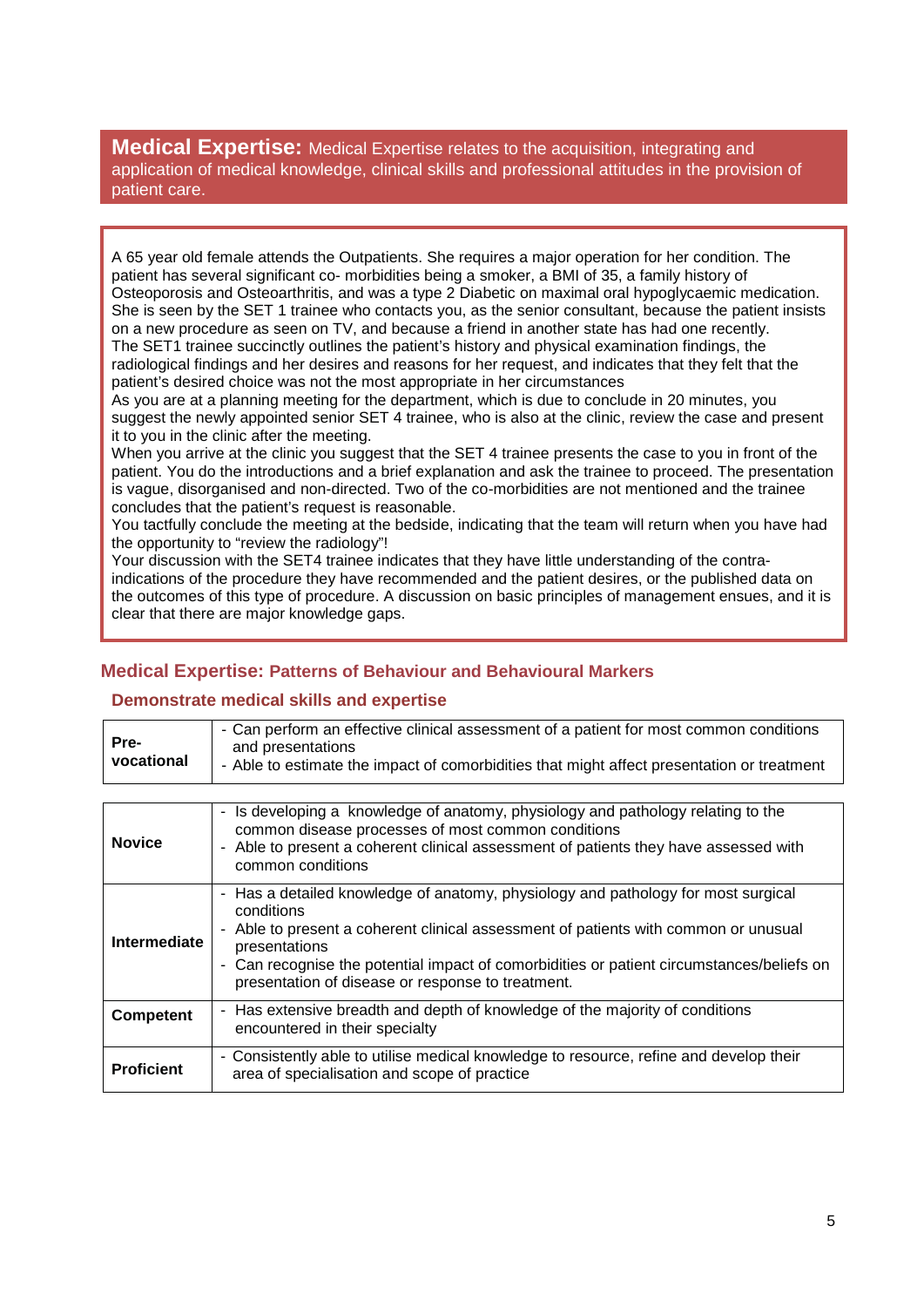## Medical Expertise: Medical Expertise relates to the acquisition, integrating and application of medical knowledge, clinical skills and professional attitudes in the provision of patient care.

A 65 year old female attends the Outpatients. She requires a major operation for her condition. The patient has several significant co- morbidities being a smoker, a BMI of 35, a family history of Osteoporosis and Osteoarthritis, and was a type 2 Diabetic on maximal oral hypoglycaemic medication. She is seen by the SET 1 trainee who contacts you, as the senior consultant, because the patient insists on a new procedure as seen on TV, and because a friend in another state has had one recently.
The SET1 trainee succinctly outlines the patient's history and physical examination findings, the radiological findings and her desires and reasons for her request, and indicates that they felt that the patient's desired choice was not the most appropriate in her circumstances
As you are at a planning meeting for the department, which is due to conclude in 20 minutes, you suggest the newly appointed senior SET 4 trainee, who is also at the clinic, review the case and present it to you in the clinic after the meeting.
When you arrive at the clinic you suggest that the SET 4 trainee presents the case to you in front of the patient. You do the introductions and a brief explanation and ask the trainee to proceed. The presentation is vague, disorganised and non-directed. Two of the co-morbidities are not mentioned and the trainee concludes that the patient's request is reasonable.
You tactfully conclude the meeting at the bedside, indicating that the team will return when you have had the opportunity to "review the radiology"!
Your discussion with the SET4 trainee indicates that they have little understanding of the contra-indications of the procedure they have recommended and the patient desires, or the published data on the outcomes of this type of procedure. A discussion on basic principles of management ensues, and it is clear that there are major knowledge gaps.

### Medical Expertise: Patterns of Behaviour and Behavioural Markers

#### Demonstrate medical skills and expertise

| | |
|---|---|
| **Pre-vocational** | - Can perform an effective clinical assessment of a patient for most common conditions and presentations<br>- Able to estimate the impact of comorbidities that might affect presentation or treatment |

| | |
|---|---|
| **Novice** | - Is developing a knowledge of anatomy, physiology and pathology relating to the common disease processes of most common conditions<br>- Able to present a coherent clinical assessment of patients they have assessed with common conditions |
| **Intermediate** | - Has a detailed knowledge of anatomy, physiology and pathology for most surgical conditions<br>- Able to present a coherent clinical assessment of patients with common or unusual presentations<br>- Can recognise the potential impact of comorbidities or patient circumstances/beliefs on presentation of disease or response to treatment. |
| **Competent** | - Has extensive breadth and depth of knowledge of the majority of conditions encountered in their specialty |
| **Proficient** | - Consistently able to utilise medical knowledge to resource, refine and develop their area of specialisation and scope of practice |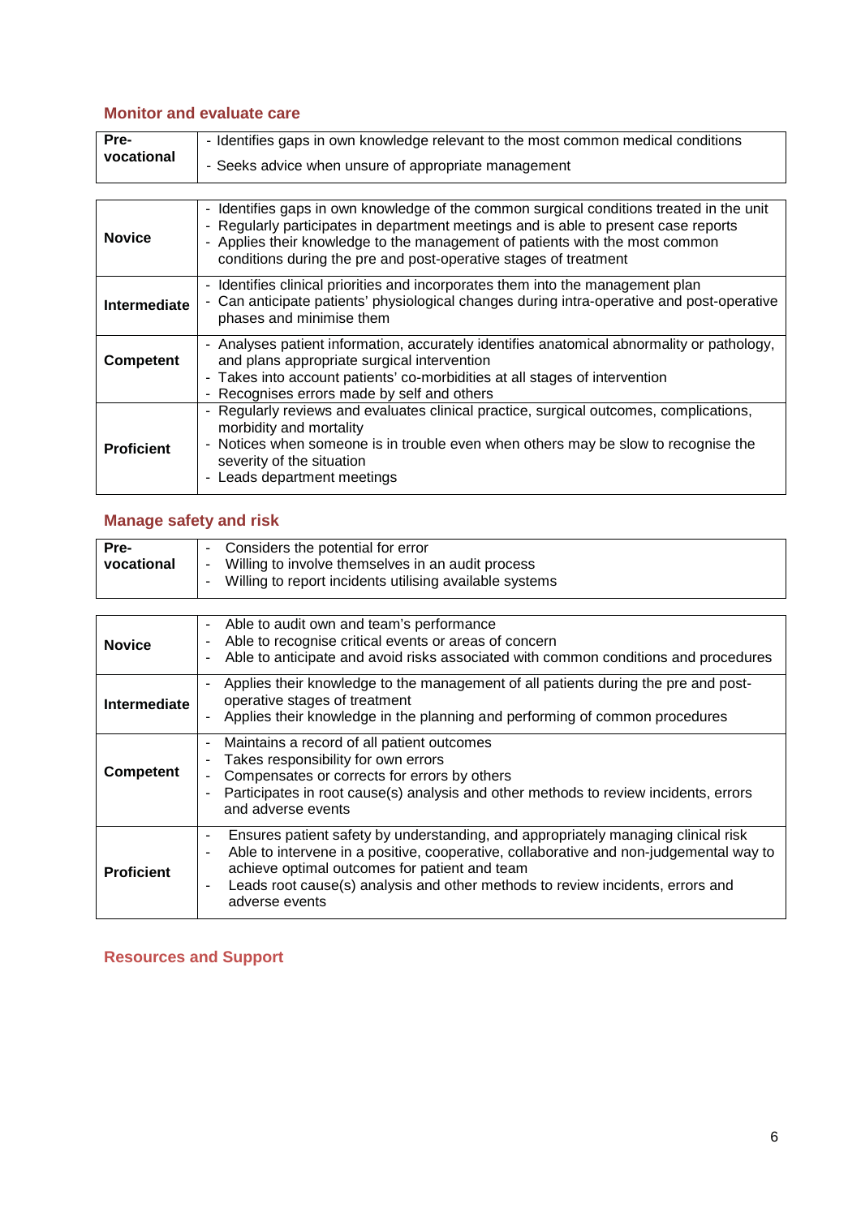## Monitor and evaluate care

| | |
|---|---|
| **Pre-vocational** | - Identifies gaps in own knowledge relevant to the most common medical conditions<br>- Seeks advice when unsure of appropriate management |

| | |
|---|---|
| **Novice** | - Identifies gaps in own knowledge of the common surgical conditions treated in the unit<br>- Regularly participates in department meetings and is able to present case reports<br>- Applies their knowledge to the management of patients with the most common conditions during the pre and post-operative stages of treatment |
| **Intermediate** | - Identifies clinical priorities and incorporates them into the management plan<br>- Can anticipate patients' physiological changes during intra-operative and post-operative phases and minimise them |
| **Competent** | - Analyses patient information, accurately identifies anatomical abnormality or pathology, and plans appropriate surgical intervention<br>- Takes into account patients' co-morbidities at all stages of intervention<br>- Recognises errors made by self and others |
| **Proficient** | - Regularly reviews and evaluates clinical practice, surgical outcomes, complications, morbidity and mortality<br>- Notices when someone is in trouble even when others may be slow to recognise the severity of the situation<br>- Leads department meetings |

## Manage safety and risk

| | |
|---|---|
| **Pre-vocational** | - Considers the potential for error<br>- Willing to involve themselves in an audit process<br>- Willing to report incidents utilising available systems |

| | |
|---|---|
| **Novice** | - Able to audit own and team's performance<br>- Able to recognise critical events or areas of concern<br>- Able to anticipate and avoid risks associated with common conditions and procedures |
| **Intermediate** | - Applies their knowledge to the management of all patients during the pre and post-operative stages of treatment<br>- Applies their knowledge in the planning and performing of common procedures |
| **Competent** | - Maintains a record of all patient outcomes<br>- Takes responsibility for own errors<br>- Compensates or corrects for errors by others<br>- Participates in root cause(s) analysis and other methods to review incidents, errors and adverse events |
| **Proficient** | - Ensures patient safety by understanding, and appropriately managing clinical risk<br>- Able to intervene in a positive, cooperative, collaborative and non-judgemental way to achieve optimal outcomes for patient and team<br>- Leads root cause(s) analysis and other methods to review incidents, errors and adverse events |

## Resources and Support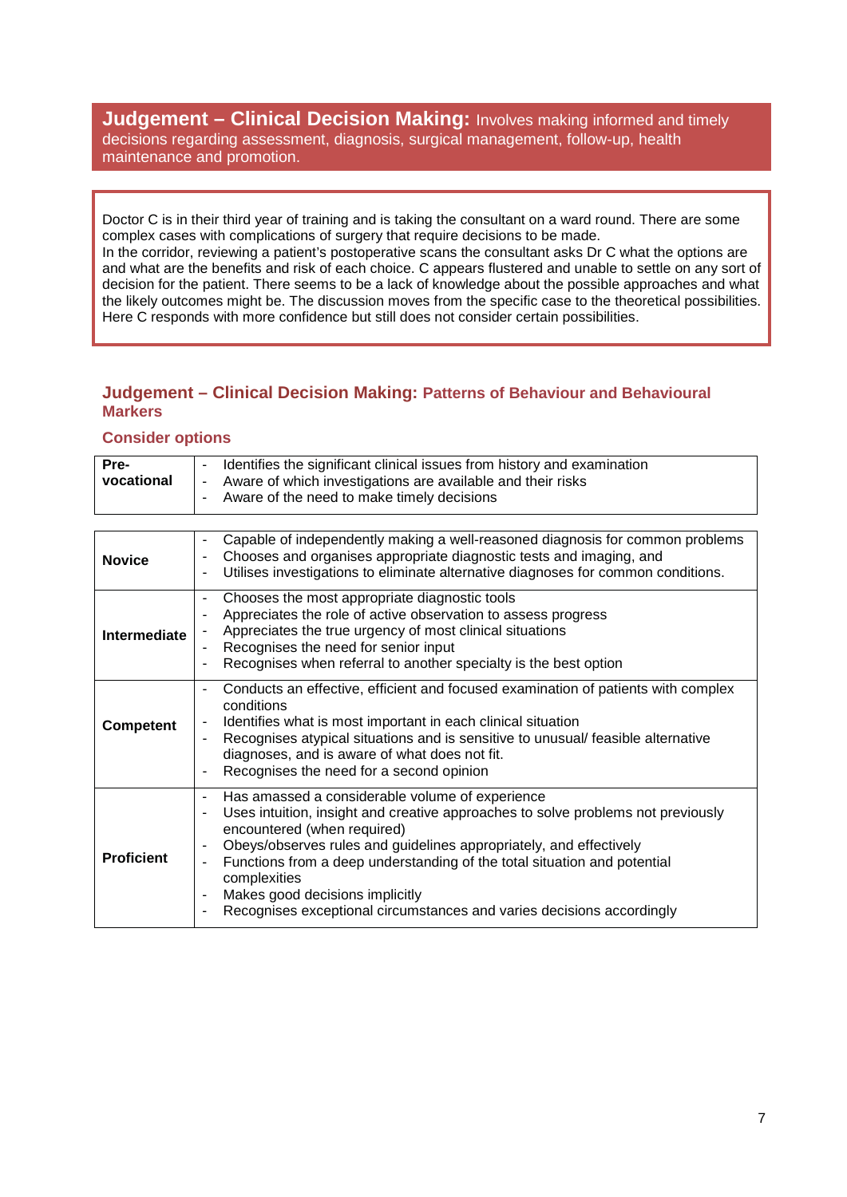## **Judgement – Clinical Decision Making:** Involves making informed and timely decisions regarding assessment, diagnosis, surgical management, follow-up, health maintenance and promotion.

Doctor C is in their third year of training and is taking the consultant on a ward round. There are some complex cases with complications of surgery that require decisions to be made.
In the corridor, reviewing a patient's postoperative scans the consultant asks Dr C what the options are and what are the benefits and risk of each choice. C appears flustered and unable to settle on any sort of decision for the patient. There seems to be a lack of knowledge about the possible approaches and what the likely outcomes might be. The discussion moves from the specific case to the theoretical possibilities. Here C responds with more confidence but still does not consider certain possibilities.

### Judgement – Clinical Decision Making: Patterns of Behaviour and Behavioural Markers

#### Consider options

| | |
|---|---|
| **Pre-vocational** | - Identifies the significant clinical issues from history and examination<br>- Aware of which investigations are available and their risks<br>- Aware of the need to make timely decisions |

| | |
|---|---|
| **Novice** | - Capable of independently making a well-reasoned diagnosis for common problems<br>- Chooses and organises appropriate diagnostic tests and imaging, and<br>- Utilises investigations to eliminate alternative diagnoses for common conditions. |
| **Intermediate** | - Chooses the most appropriate diagnostic tools<br>- Appreciates the role of active observation to assess progress<br>- Appreciates the true urgency of most clinical situations<br>- Recognises the need for senior input<br>- Recognises when referral to another specialty is the best option |
| **Competent** | - Conducts an effective, efficient and focused examination of patients with complex conditions<br>- Identifies what is most important in each clinical situation<br>- Recognises atypical situations and is sensitive to unusual/ feasible alternative diagnoses, and is aware of what does not fit.<br>- Recognises the need for a second opinion |
| **Proficient** | - Has amassed a considerable volume of experience<br>- Uses intuition, insight and creative approaches to solve problems not previously encountered (when required)<br>- Obeys/observes rules and guidelines appropriately, and effectively<br>- Functions from a deep understanding of the total situation and potential complexities<br>- Makes good decisions implicitly<br>- Recognises exceptional circumstances and varies decisions accordingly |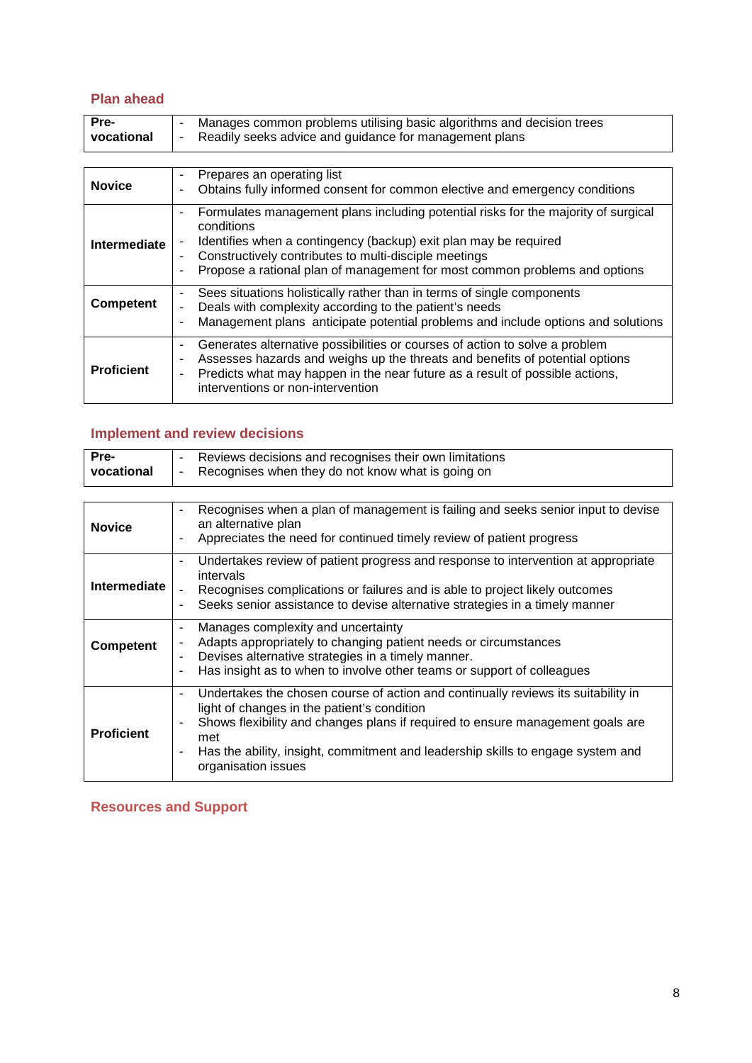## Plan ahead

| | |
|---|---|
| **Pre-vocational** | - Manages common problems utilising basic algorithms and decision trees<br>- Readily seeks advice and guidance for management plans |

| | |
|---|---|
| **Novice** | - Prepares an operating list<br>- Obtains fully informed consent for common elective and emergency conditions |
| **Intermediate** | - Formulates management plans including potential risks for the majority of surgical conditions<br>- Identifies when a contingency (backup) exit plan may be required<br>- Constructively contributes to multi-disciple meetings<br>- Propose a rational plan of management for most common problems and options |
| **Competent** | - Sees situations holistically rather than in terms of single components<br>- Deals with complexity according to the patient's needs<br>- Management plans anticipate potential problems and include options and solutions |
| **Proficient** | - Generates alternative possibilities or courses of action to solve a problem<br>- Assesses hazards and weighs up the threats and benefits of potential options<br>- Predicts what may happen in the near future as a result of possible actions, interventions or non-intervention |

## Implement and review decisions

| | |
|---|---|
| **Pre-vocational** | - Reviews decisions and recognises their own limitations<br>- Recognises when they do not know what is going on |

| | |
|---|---|
| **Novice** | - Recognises when a plan of management is failing and seeks senior input to devise an alternative plan<br>- Appreciates the need for continued timely review of patient progress |
| **Intermediate** | - Undertakes review of patient progress and response to intervention at appropriate intervals<br>- Recognises complications or failures and is able to project likely outcomes<br>- Seeks senior assistance to devise alternative strategies in a timely manner |
| **Competent** | - Manages complexity and uncertainty<br>- Adapts appropriately to changing patient needs or circumstances<br>- Devises alternative strategies in a timely manner.<br>- Has insight as to when to involve other teams or support of colleagues |
| **Proficient** | - Undertakes the chosen course of action and continually reviews its suitability in light of changes in the patient's condition<br>- Shows flexibility and changes plans if required to ensure management goals are met<br>- Has the ability, insight, commitment and leadership skills to engage system and organisation issues |

## Resources and Support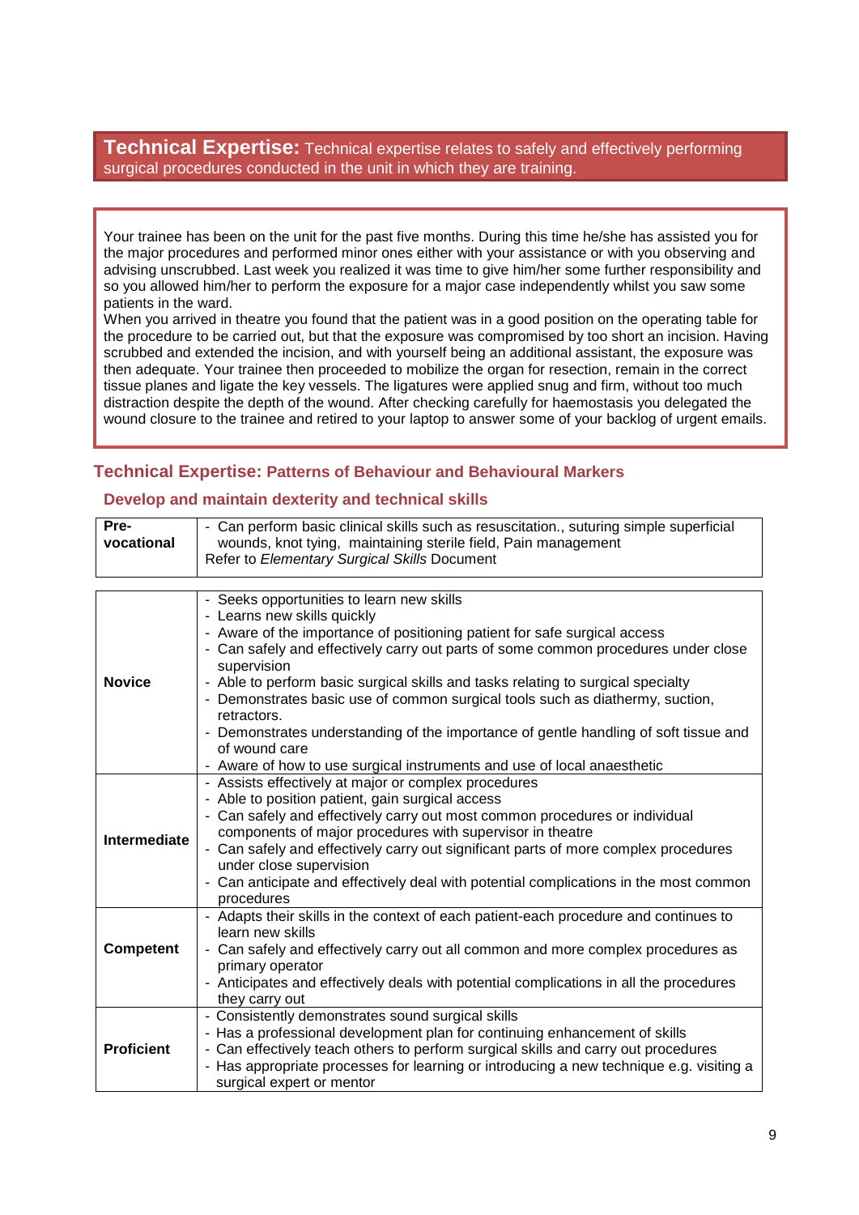## **Technical Expertise:** Technical expertise relates to safely and effectively performing surgical procedures conducted in the unit in which they are training.

Your trainee has been on the unit for the past five months. During this time he/she has assisted you for the major procedures and performed minor ones either with your assistance or with you observing and advising unscrubbed. Last week you realized it was time to give him/her some further responsibility and so you allowed him/her to perform the exposure for a major case independently whilst you saw some patients in the ward.
When you arrived in theatre you found that the patient was in a good position on the operating table for the procedure to be carried out, but that the exposure was compromised by too short an incision. Having scrubbed and extended the incision, and with yourself being an additional assistant, the exposure was then adequate. Your trainee then proceeded to mobilize the organ for resection, remain in the correct tissue planes and ligate the key vessels. The ligatures were applied snug and firm, without too much distraction despite the depth of the wound. After checking carefully for haemostasis you delegated the wound closure to the trainee and retired to your laptop to answer some of your backlog of urgent emails.

### Technical Expertise: Patterns of Behaviour and Behavioural Markers

#### Develop and maintain dexterity and technical skills

| | |
|---|---|
| **Pre-vocational** | - Can perform basic clinical skills such as resuscitation., suturing simple superficial wounds, knot tying, maintaining sterile field, Pain management<br>Refer to *Elementary Surgical Skills* Document |

| | |
|---|---|
| **Novice** | - Seeks opportunities to learn new skills<br>- Learns new skills quickly<br>- Aware of the importance of positioning patient for safe surgical access<br>- Can safely and effectively carry out parts of some common procedures under close supervision<br>- Able to perform basic surgical skills and tasks relating to surgical specialty<br>- Demonstrates basic use of common surgical tools such as diathermy, suction, retractors.<br>- Demonstrates understanding of the importance of gentle handling of soft tissue and of wound care<br>- Aware of how to use surgical instruments and use of local anaesthetic |
| **Intermediate** | - Assists effectively at major or complex procedures<br>- Able to position patient, gain surgical access<br>- Can safely and effectively carry out most common procedures or individual components of major procedures with supervisor in theatre<br>- Can safely and effectively carry out significant parts of more complex procedures under close supervision<br>- Can anticipate and effectively deal with potential complications in the most common procedures |
| **Competent** | - Adapts their skills in the context of each patient-each procedure and continues to learn new skills<br>- Can safely and effectively carry out all common and more complex procedures as primary operator<br>- Anticipates and effectively deals with potential complications in all the procedures they carry out |
| **Proficient** | - Consistently demonstrates sound surgical skills<br>- Has a professional development plan for continuing enhancement of skills<br>- Can effectively teach others to perform surgical skills and carry out procedures<br>- Has appropriate processes for learning or introducing a new technique e.g. visiting a surgical expert or mentor |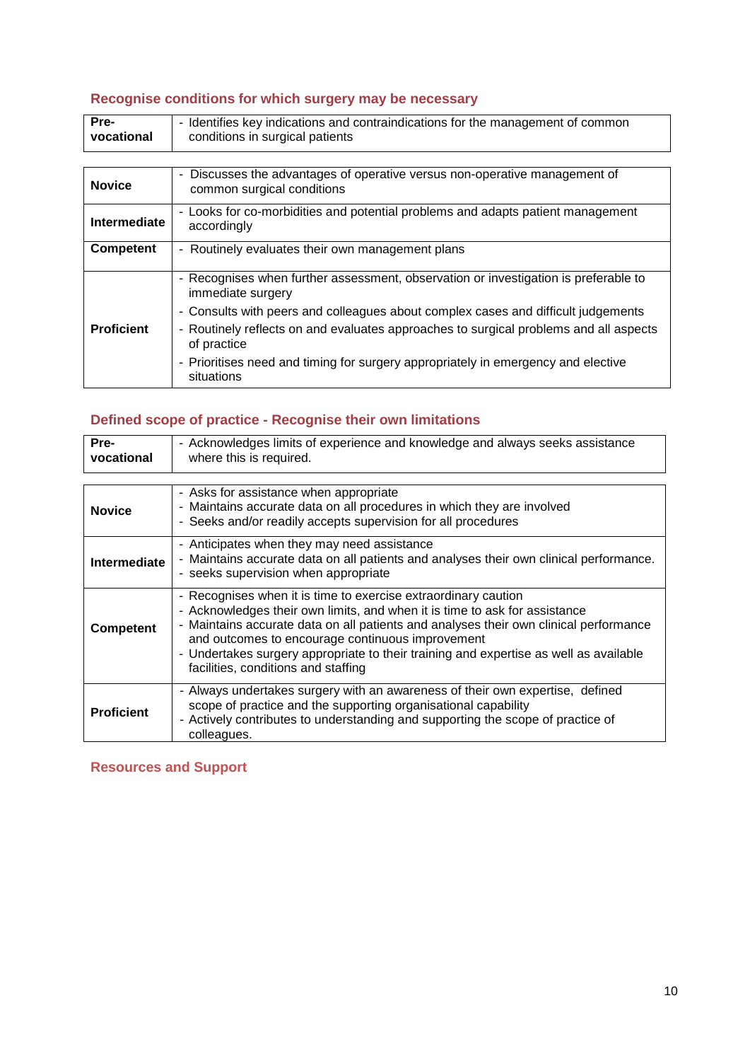## Recognise conditions for which surgery may be necessary

| | |
|---|---|
| **Pre-vocational** | - Identifies key indications and contraindications for the management of common conditions in surgical patients |

| | |
|---|---|
| **Novice** | - Discusses the advantages of operative versus non-operative management of common surgical conditions |
| **Intermediate** | - Looks for co-morbidities and potential problems and adapts patient management accordingly |
| **Competent** | - Routinely evaluates their own management plans |
| **Proficient** | - Recognises when further assessment, observation or investigation is preferable to immediate surgery<br>- Consults with peers and colleagues about complex cases and difficult judgements<br>- Routinely reflects on and evaluates approaches to surgical problems and all aspects of practice<br>- Prioritises need and timing for surgery appropriately in emergency and elective situations |

## Defined scope of practice - Recognise their own limitations

| | |
|---|---|
| **Pre-vocational** | - Acknowledges limits of experience and knowledge and always seeks assistance where this is required. |

| | |
|---|---|
| **Novice** | - Asks for assistance when appropriate<br>- Maintains accurate data on all procedures in which they are involved<br>- Seeks and/or readily accepts supervision for all procedures |
| **Intermediate** | - Anticipates when they may need assistance<br>- Maintains accurate data on all patients and analyses their own clinical performance.<br>- seeks supervision when appropriate |
| **Competent** | - Recognises when it is time to exercise extraordinary caution<br>- Acknowledges their own limits, and when it is time to ask for assistance<br>- Maintains accurate data on all patients and analyses their own clinical performance and outcomes to encourage continuous improvement<br>- Undertakes surgery appropriate to their training and expertise as well as available facilities, conditions and staffing |
| **Proficient** | - Always undertakes surgery with an awareness of their own expertise, defined scope of practice and the supporting organisational capability<br>- Actively contributes to understanding and supporting the scope of practice of colleagues. |

## Resources and Support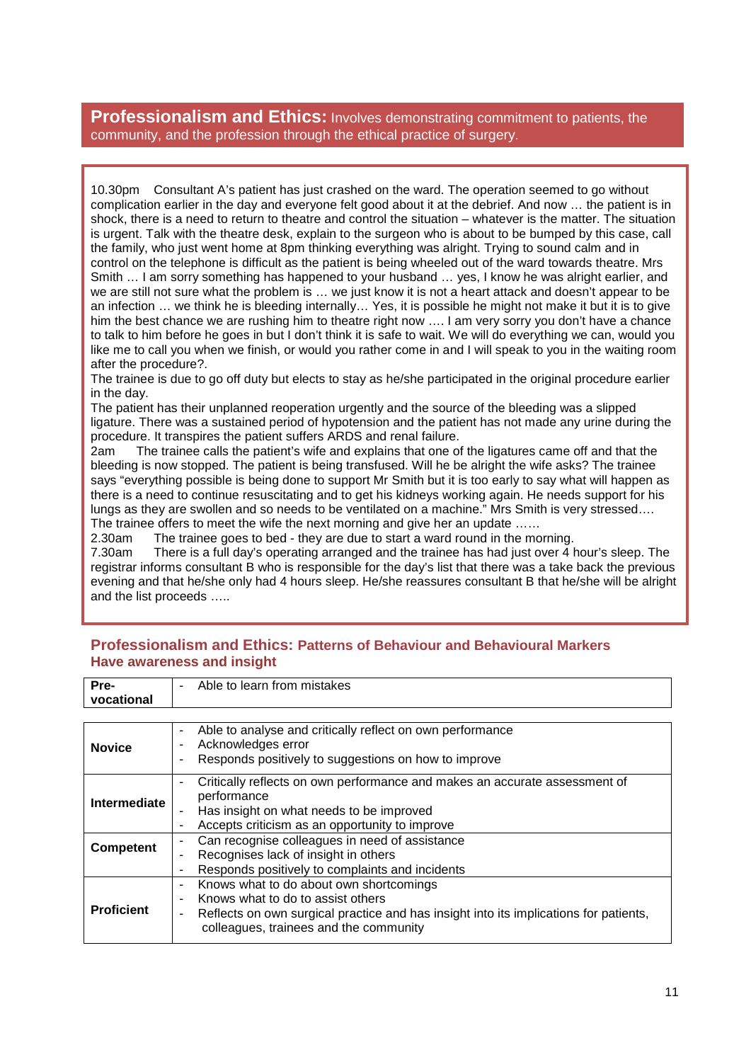## **Professionalism and Ethics:** Involves demonstrating commitment to patients, the community, and the profession through the ethical practice of surgery.

10.30pm  Consultant A's patient has just crashed on the ward. The operation seemed to go without complication earlier in the day and everyone felt good about it at the debrief. And now … the patient is in shock, there is a need to return to theatre and control the situation – whatever is the matter. The situation is urgent. Talk with the theatre desk, explain to the surgeon who is about to be bumped by this case, call the family, who just went home at 8pm thinking everything was alright. Trying to sound calm and in control on the telephone is difficult as the patient is being wheeled out of the ward towards theatre. Mrs Smith … I am sorry something has happened to your husband … yes, I know he was alright earlier, and we are still not sure what the problem is … we just know it is not a heart attack and doesn't appear to be an infection … we think he is bleeding internally… Yes, it is possible he might not make it but it is to give him the best chance we are rushing him to theatre right now …. I am very sorry you don't have a chance to talk to him before he goes in but I don't think it is safe to wait. We will do everything we can, would you like me to call you when we finish, or would you rather come in and I will speak to you in the waiting room after the procedure?.

The trainee is due to go off duty but elects to stay as he/she participated in the original procedure earlier in the day.

The patient has their unplanned reoperation urgently and the source of the bleeding was a slipped ligature. There was a sustained period of hypotension and the patient has not made any urine during the procedure. It transpires the patient suffers ARDS and renal failure.

2am  The trainee calls the patient's wife and explains that one of the ligatures came off and that the bleeding is now stopped. The patient is being transfused. Will he be alright the wife asks? The trainee says "everything possible is being done to support Mr Smith but it is too early to say what will happen as there is a need to continue resuscitating and to get his kidneys working again. He needs support for his lungs as they are swollen and so needs to be ventilated on a machine." Mrs Smith is very stressed….

The trainee offers to meet the wife the next morning and give her an update ……

2.30am  The trainee goes to bed - they are due to start a ward round in the morning.

7.30am  There is a full day's operating arranged and the trainee has had just over 4 hour's sleep. The registrar informs consultant B who is responsible for the day's list that there was a take back the previous evening and that he/she only had 4 hours sleep. He/she reassures consultant B that he/she will be alright and the list proceeds …..

### Professionalism and Ethics: Patterns of Behaviour and Behavioural Markers
### Have awareness and insight

| | |
|---|---|
| **Pre-vocational** | - Able to learn from mistakes |
| **Novice** | - Able to analyse and critically reflect on own performance<br>- Acknowledges error<br>- Responds positively to suggestions on how to improve |
| **Intermediate** | - Critically reflects on own performance and makes an accurate assessment of performance<br>- Has insight on what needs to be improved<br>- Accepts criticism as an opportunity to improve |
| **Competent** | - Can recognise colleagues in need of assistance<br>- Recognises lack of insight in others<br>- Responds positively to complaints and incidents |
| **Proficient** | - Knows what to do about own shortcomings<br>- Knows what to do to assist others<br>- Reflects on own surgical practice and has insight into its implications for patients, colleagues, trainees and the community |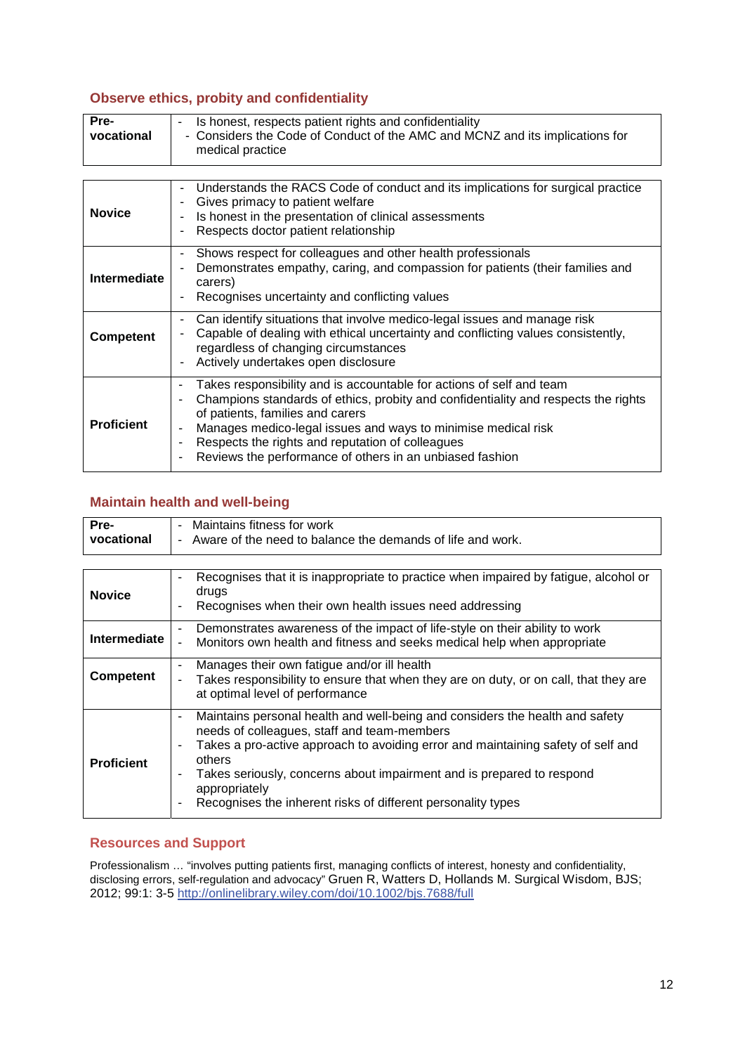## Observe ethics, probity and confidentiality

| | |
|---|---|
| **Pre-vocational** | - Is honest, respects patient rights and confidentiality<br>- Considers the Code of Conduct of the AMC and MCNZ and its implications for medical practice |

| | |
|---|---|
| **Novice** | - Understands the RACS Code of conduct and its implications for surgical practice<br>- Gives primacy to patient welfare<br>- Is honest in the presentation of clinical assessments<br>- Respects doctor patient relationship |
| **Intermediate** | - Shows respect for colleagues and other health professionals<br>- Demonstrates empathy, caring, and compassion for patients (their families and carers)<br>- Recognises uncertainty and conflicting values |
| **Competent** | - Can identify situations that involve medico-legal issues and manage risk<br>- Capable of dealing with ethical uncertainty and conflicting values consistently, regardless of changing circumstances<br>- Actively undertakes open disclosure |
| **Proficient** | - Takes responsibility and is accountable for actions of self and team<br>- Champions standards of ethics, probity and confidentiality and respects the rights of patients, families and carers<br>- Manages medico-legal issues and ways to minimise medical risk<br>- Respects the rights and reputation of colleagues<br>- Reviews the performance of others in an unbiased fashion |

## Maintain health and well-being

| | |
|---|---|
| **Pre-vocational** | - Maintains fitness for work<br>- Aware of the need to balance the demands of life and work. |

| | |
|---|---|
| **Novice** | - Recognises that it is inappropriate to practice when impaired by fatigue, alcohol or drugs<br>- Recognises when their own health issues need addressing |
| **Intermediate** | - Demonstrates awareness of the impact of life-style on their ability to work<br>- Monitors own health and fitness and seeks medical help when appropriate |
| **Competent** | - Manages their own fatigue and/or ill health<br>- Takes responsibility to ensure that when they are on duty, or on call, that they are at optimal level of performance |
| **Proficient** | - Maintains personal health and well-being and considers the health and safety needs of colleagues, staff and team-members<br>- Takes a pro-active approach to avoiding error and maintaining safety of self and others<br>- Takes seriously, concerns about impairment and is prepared to respond appropriately<br>- Recognises the inherent risks of different personality types |

## Resources and Support

Professionalism … "involves putting patients first, managing conflicts of interest, honesty and confidentiality, disclosing errors, self-regulation and advocacy" Gruen R, Watters D, Hollands M. Surgical Wisdom, BJS; 2012; 99:1: 3-5 http://onlinelibrary.wiley.com/doi/10.1002/bjs.7688/full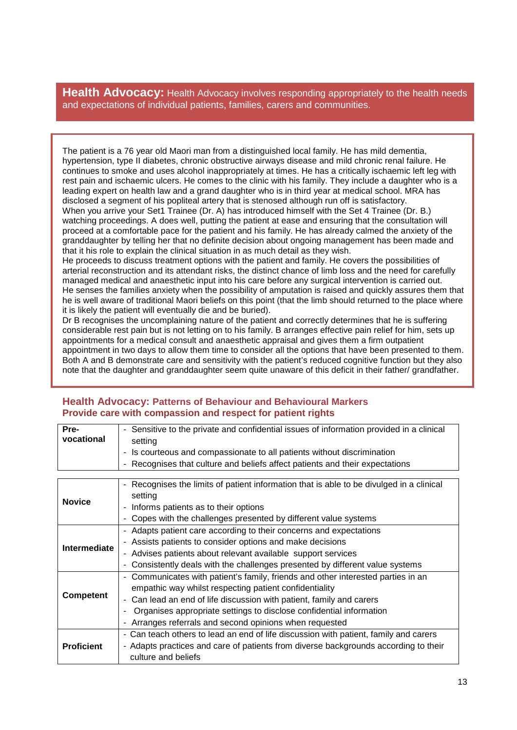**Health Advocacy:** Health Advocacy involves responding appropriately to the health needs and expectations of individual patients, families, carers and communities.

The patient is a 76 year old Maori man from a distinguished local family. He has mild dementia, hypertension, type II diabetes, chronic obstructive airways disease and mild chronic renal failure. He continues to smoke and uses alcohol inappropriately at times. He has a critically ischaemic left leg with rest pain and ischaemic ulcers. He comes to the clinic with his family. They include a daughter who is a leading expert on health law and a grand daughter who is in third year at medical school. MRA has disclosed a segment of his popliteal artery that is stenosed although run off is satisfactory.
When you arrive your Set1 Trainee (Dr. A) has introduced himself with the Set 4 Trainee (Dr. B.) watching proceedings. A does well, putting the patient at ease and ensuring that the consultation will proceed at a comfortable pace for the patient and his family. He has already calmed the anxiety of the granddaughter by telling her that no definite decision about ongoing management has been made and that it his role to explain the clinical situation in as much detail as they wish.
He proceeds to discuss treatment options with the patient and family. He covers the possibilities of arterial reconstruction and its attendant risks, the distinct chance of limb loss and the need for carefully managed medical and anaesthetic input into his care before any surgical intervention is carried out.
He senses the families anxiety when the possibility of amputation is raised and quickly assures them that he is well aware of traditional Maori beliefs on this point (that the limb should returned to the place where it is likely the patient will eventually die and be buried).
Dr B recognises the uncomplaining nature of the patient and correctly determines that he is suffering considerable rest pain but is not letting on to his family. B arranges effective pain relief for him, sets up appointments for a medical consult and anaesthetic appraisal and gives them a firm outpatient appointment in two days to allow them time to consider all the options that have been presented to them.
Both A and B demonstrate care and sensitivity with the patient's reduced cognitive function but they also note that the daughter and granddaughter seem quite unaware of this deficit in their father/ grandfather.

## Health Advocacy: Patterns of Behaviour and Behavioural Markers
## Provide care with compassion and respect for patient rights

| Level | Behavioural Markers |
|---|---|
| **Pre-vocational** | - Sensitive to the private and confidential issues of information provided in a clinical setting<br>- Is courteous and compassionate to all patients without discrimination<br>- Recognises that culture and beliefs affect patients and their expectations |
| **Novice** | - Recognises the limits of patient information that is able to be divulged in a clinical setting<br>- Informs patients as to their options<br>- Copes with the challenges presented by different value systems |
| **Intermediate** | - Adapts patient care according to their concerns and expectations<br>- Assists patients to consider options and make decisions<br>- Advises patients about relevant available support services<br>- Consistently deals with the challenges presented by different value systems |
| **Competent** | - Communicates with patient's family, friends and other interested parties in an empathic way whilst respecting patient confidentiality<br>- Can lead an end of life discussion with patient, family and carers<br>- Organises appropriate settings to disclose confidential information<br>- Arranges referrals and second opinions when requested |
| **Proficient** | - Can teach others to lead an end of life discussion with patient, family and carers<br>- Adapts practices and care of patients from diverse backgrounds according to their culture and beliefs |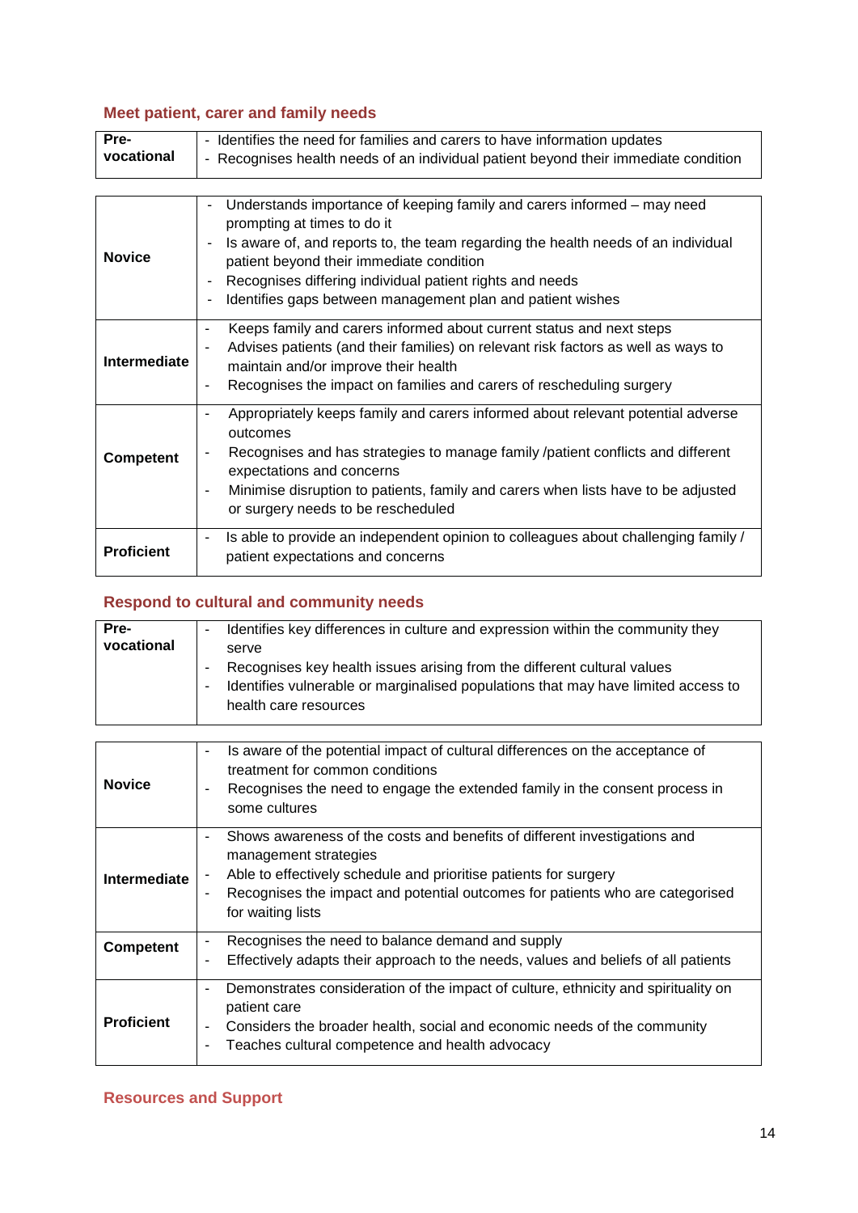## Meet patient, carer and family needs

| | |
|---|---|
| **Pre-vocational** | - Identifies the need for families and carers to have information updates<br>- Recognises health needs of an individual patient beyond their immediate condition |

| | |
|---|---|
| **Novice** | - Understands importance of keeping family and carers informed – may need prompting at times to do it<br>- Is aware of, and reports to, the team regarding the health needs of an individual patient beyond their immediate condition<br>- Recognises differing individual patient rights and needs<br>- Identifies gaps between management plan and patient wishes |
| **Intermediate** | - Keeps family and carers informed about current status and next steps<br>- Advises patients (and their families) on relevant risk factors as well as ways to maintain and/or improve their health<br>- Recognises the impact on families and carers of rescheduling surgery |
| **Competent** | - Appropriately keeps family and carers informed about relevant potential adverse outcomes<br>- Recognises and has strategies to manage family /patient conflicts and different expectations and concerns<br>- Minimise disruption to patients, family and carers when lists have to be adjusted or surgery needs to be rescheduled |
| **Proficient** | - Is able to provide an independent opinion to colleagues about challenging family / patient expectations and concerns |

## Respond to cultural and community needs

| | |
|---|---|
| **Pre-vocational** | - Identifies key differences in culture and expression within the community they serve<br>- Recognises key health issues arising from the different cultural values<br>- Identifies vulnerable or marginalised populations that may have limited access to health care resources |

| | |
|---|---|
| **Novice** | - Is aware of the potential impact of cultural differences on the acceptance of treatment for common conditions<br>- Recognises the need to engage the extended family in the consent process in some cultures |
| **Intermediate** | - Shows awareness of the costs and benefits of different investigations and management strategies<br>- Able to effectively schedule and prioritise patients for surgery<br>- Recognises the impact and potential outcomes for patients who are categorised for waiting lists |
| **Competent** | - Recognises the need to balance demand and supply<br>- Effectively adapts their approach to the needs, values and beliefs of all patients |
| **Proficient** | - Demonstrates consideration of the impact of culture, ethnicity and spirituality on patient care<br>- Considers the broader health, social and economic needs of the community<br>- Teaches cultural competence and health advocacy |

## Resources and Support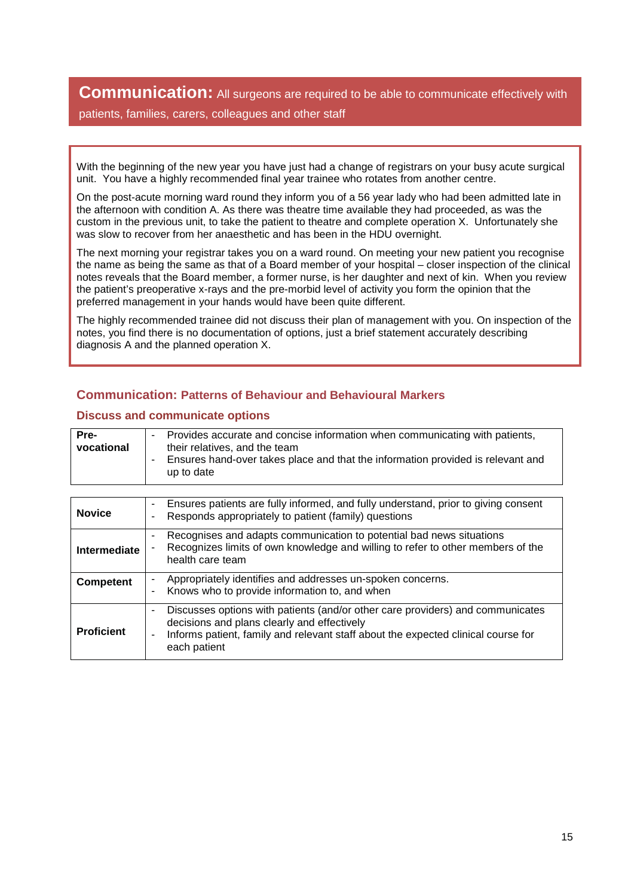## **Communication:** All surgeons are required to be able to communicate effectively with patients, families, carers, colleagues and other staff

With the beginning of the new year you have just had a change of registrars on your busy acute surgical unit. You have a highly recommended final year trainee who rotates from another centre.

On the post-acute morning ward round they inform you of a 56 year lady who had been admitted late in the afternoon with condition A. As there was theatre time available they had proceeded, as was the custom in the previous unit, to take the patient to theatre and complete operation X. Unfortunately she was slow to recover from her anaesthetic and has been in the HDU overnight.

The next morning your registrar takes you on a ward round. On meeting your new patient you recognise the name as being the same as that of a Board member of your hospital – closer inspection of the clinical notes reveals that the Board member, a former nurse, is her daughter and next of kin. When you review the patient's preoperative x-rays and the pre-morbid level of activity you form the opinion that the preferred management in your hands would have been quite different.

The highly recommended trainee did not discuss their plan of management with you. On inspection of the notes, you find there is no documentation of options, just a brief statement accurately describing diagnosis A and the planned operation X.

### Communication: Patterns of Behaviour and Behavioural Markers

#### Discuss and communicate options

| | |
|---|---|
| **Pre-vocational** | - Provides accurate and concise information when communicating with patients, their relatives, and the team<br>- Ensures hand-over takes place and that the information provided is relevant and up to date |

| | |
|---|---|
| **Novice** | - Ensures patients are fully informed, and fully understand, prior to giving consent<br>- Responds appropriately to patient (family) questions |
| **Intermediate** | - Recognises and adapts communication to potential bad news situations<br>- Recognizes limits of own knowledge and willing to refer to other members of the health care team |
| **Competent** | - Appropriately identifies and addresses un-spoken concerns.<br>- Knows who to provide information to, and when |
| **Proficient** | - Discusses options with patients (and/or other care providers) and communicates decisions and plans clearly and effectively<br>- Informs patient, family and relevant staff about the expected clinical course for each patient |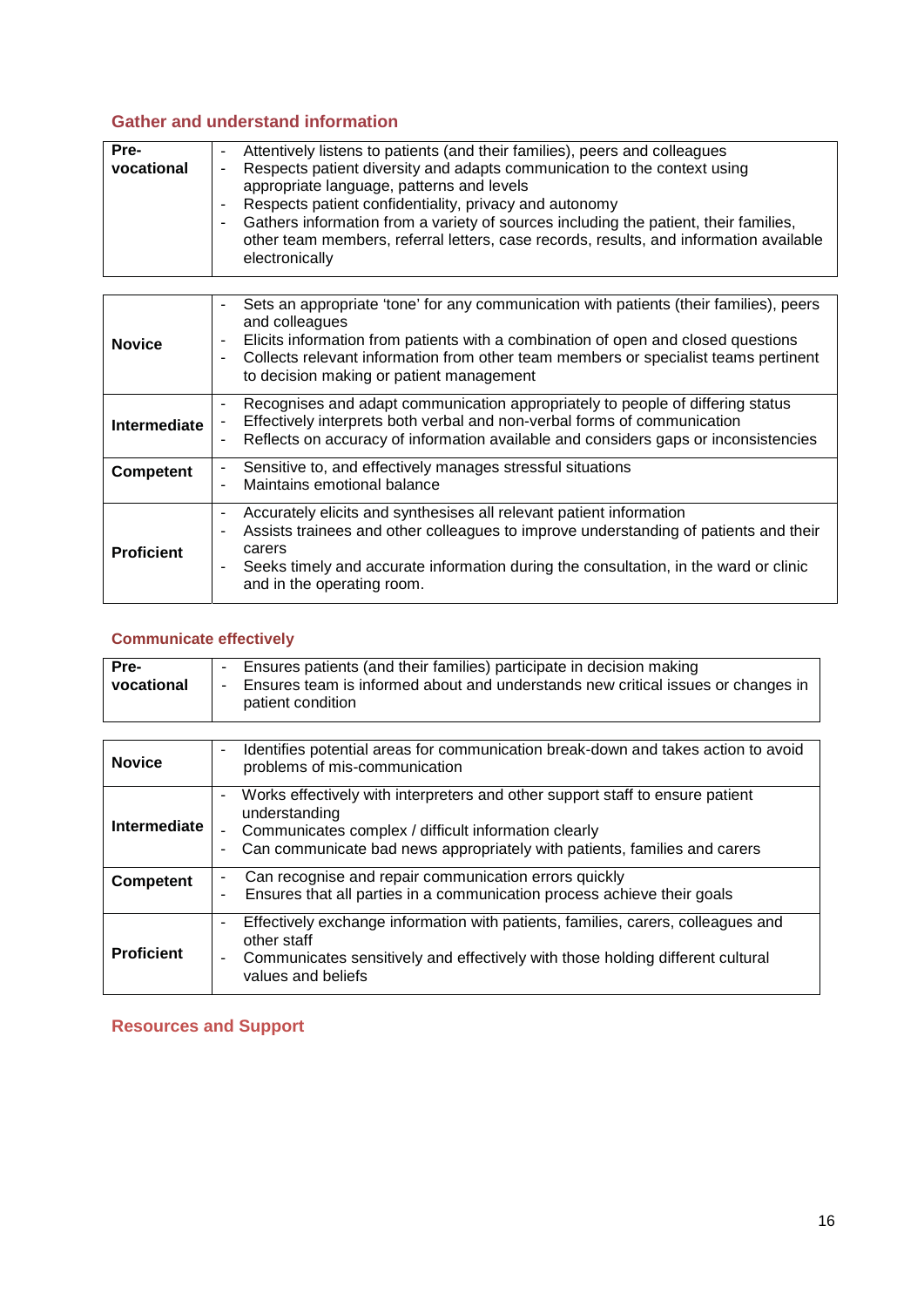## Gather and understand information

| | |
|---|---|
| **Pre-vocational** | - Attentively listens to patients (and their families), peers and colleagues<br>- Respects patient diversity and adapts communication to the context using appropriate language, patterns and levels<br>- Respects patient confidentiality, privacy and autonomy<br>- Gathers information from a variety of sources including the patient, their families, other team members, referral letters, case records, results, and information available electronically |

| | |
|---|---|
| **Novice** | - Sets an appropriate 'tone' for any communication with patients (their families), peers and colleagues<br>- Elicits information from patients with a combination of open and closed questions<br>- Collects relevant information from other team members or specialist teams pertinent to decision making or patient management |
| **Intermediate** | - Recognises and adapt communication appropriately to people of differing status<br>- Effectively interprets both verbal and non-verbal forms of communication<br>- Reflects on accuracy of information available and considers gaps or inconsistencies |
| **Competent** | - Sensitive to, and effectively manages stressful situations<br>- Maintains emotional balance |
| **Proficient** | - Accurately elicits and synthesises all relevant patient information<br>- Assists trainees and other colleagues to improve understanding of patients and their carers<br>- Seeks timely and accurate information during the consultation, in the ward or clinic and in the operating room. |

## Communicate effectively

| | |
|---|---|
| **Pre-vocational** | - Ensures patients (and their families) participate in decision making<br>- Ensures team is informed about and understands new critical issues or changes in patient condition |

| | |
|---|---|
| **Novice** | - Identifies potential areas for communication break-down and takes action to avoid problems of mis-communication |
| **Intermediate** | - Works effectively with interpreters and other support staff to ensure patient understanding<br>- Communicates complex / difficult information clearly<br>- Can communicate bad news appropriately with patients, families and carers |
| **Competent** | - Can recognise and repair communication errors quickly<br>- Ensures that all parties in a communication process achieve their goals |
| **Proficient** | - Effectively exchange information with patients, families, carers, colleagues and other staff<br>- Communicates sensitively and effectively with those holding different cultural values and beliefs |

## Resources and Support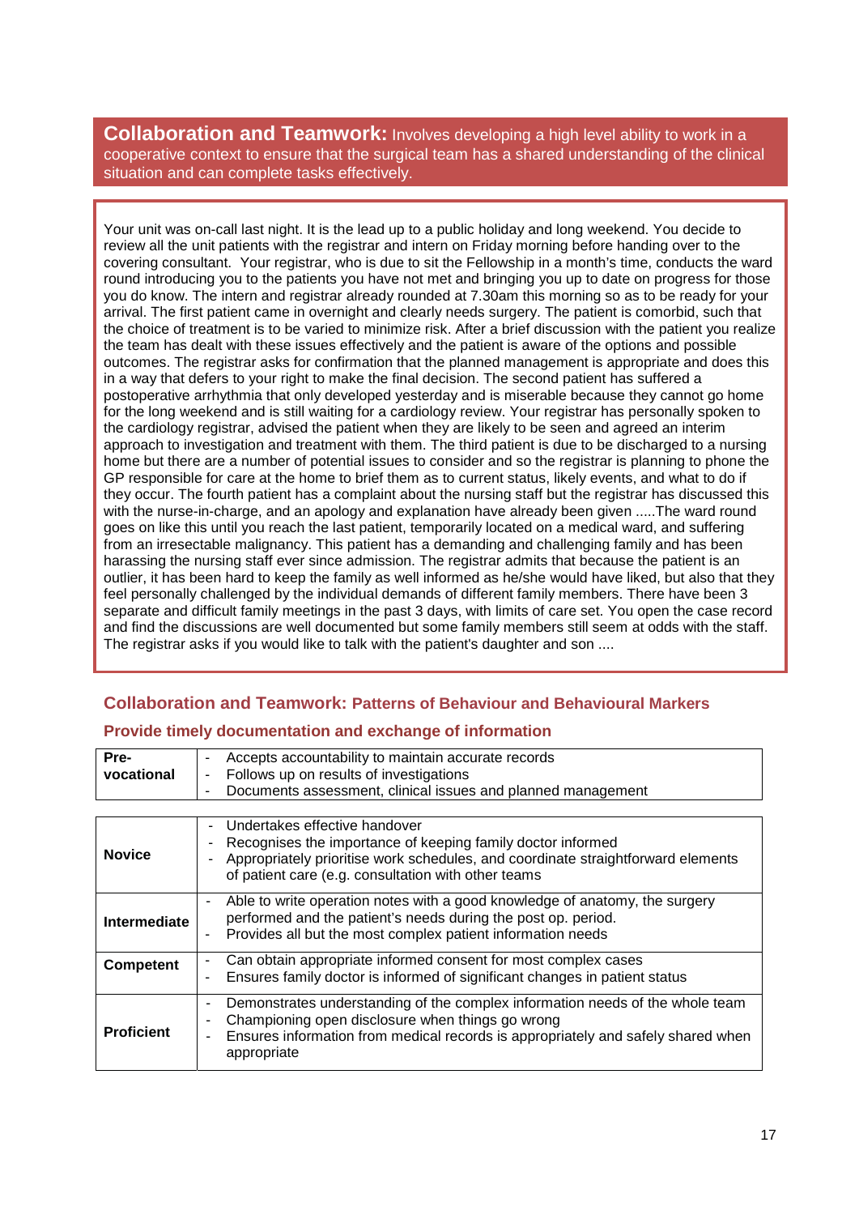**Collaboration and Teamwork:** Involves developing a high level ability to work in a cooperative context to ensure that the surgical team has a shared understanding of the clinical situation and can complete tasks effectively.

Your unit was on-call last night. It is the lead up to a public holiday and long weekend. You decide to review all the unit patients with the registrar and intern on Friday morning before handing over to the covering consultant. Your registrar, who is due to sit the Fellowship in a month's time, conducts the ward round introducing you to the patients you have not met and bringing you up to date on progress for those you do know. The intern and registrar already rounded at 7.30am this morning so as to be ready for your arrival. The first patient came in overnight and clearly needs surgery. The patient is comorbid, such that the choice of treatment is to be varied to minimize risk. After a brief discussion with the patient you realize the team has dealt with these issues effectively and the patient is aware of the options and possible outcomes. The registrar asks for confirmation that the planned management is appropriate and does this in a way that defers to your right to make the final decision. The second patient has suffered a postoperative arrhythmia that only developed yesterday and is miserable because they cannot go home for the long weekend and is still waiting for a cardiology review. Your registrar has personally spoken to the cardiology registrar, advised the patient when they are likely to be seen and agreed an interim approach to investigation and treatment with them. The third patient is due to be discharged to a nursing home but there are a number of potential issues to consider and so the registrar is planning to phone the GP responsible for care at the home to brief them as to current status, likely events, and what to do if they occur. The fourth patient has a complaint about the nursing staff but the registrar has discussed this with the nurse-in-charge, and an apology and explanation have already been given .....The ward round goes on like this until you reach the last patient, temporarily located on a medical ward, and suffering from an irresectable malignancy. This patient has a demanding and challenging family and has been harassing the nursing staff ever since admission. The registrar admits that because the patient is an outlier, it has been hard to keep the family as well informed as he/she would have liked, but also that they feel personally challenged by the individual demands of different family members. There have been 3 separate and difficult family meetings in the past 3 days, with limits of care set. You open the case record and find the discussions are well documented but some family members still seem at odds with the staff. The registrar asks if you would like to talk with the patient's daughter and son ....

## Collaboration and Teamwork: Patterns of Behaviour and Behavioural Markers

### Provide timely documentation and exchange of information

| Level | Behavioural Markers |
|---|---|
| **Pre-vocational** | - Accepts accountability to maintain accurate records<br>- Follows up on results of investigations<br>- Documents assessment, clinical issues and planned management |
| **Novice** | - Undertakes effective handover<br>- Recognises the importance of keeping family doctor informed<br>- Appropriately prioritise work schedules, and coordinate straightforward elements of patient care (e.g. consultation with other teams |
| **Intermediate** | - Able to write operation notes with a good knowledge of anatomy, the surgery performed and the patient's needs during the post op. period.<br>- Provides all but the most complex patient information needs |
| **Competent** | - Can obtain appropriate informed consent for most complex cases<br>- Ensures family doctor is informed of significant changes in patient status |
| **Proficient** | - Demonstrates understanding of the complex information needs of the whole team<br>- Championing open disclosure when things go wrong<br>- Ensures information from medical records is appropriately and safely shared when appropriate |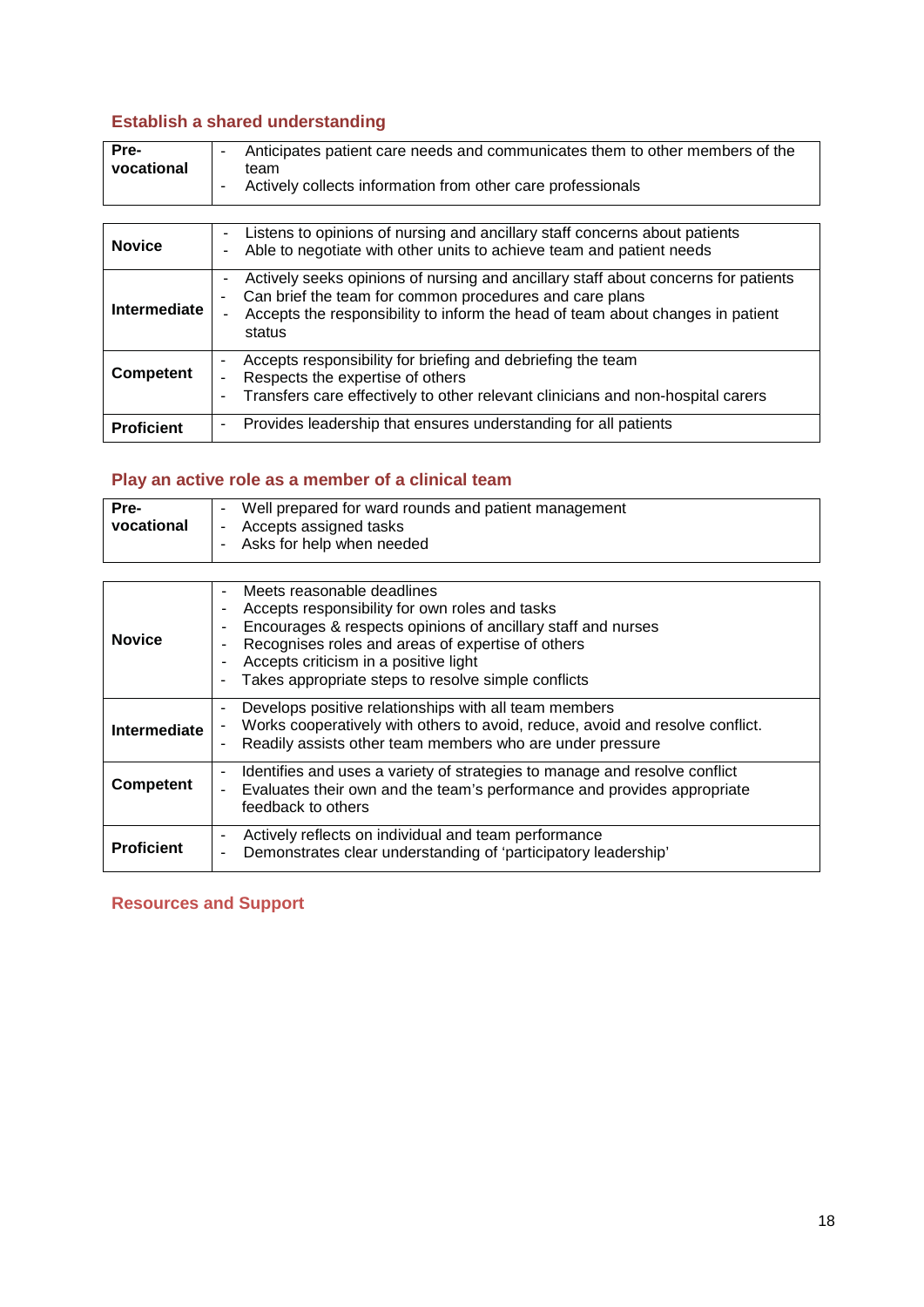## Establish a shared understanding

| | |
|---|---|
| **Pre-vocational** | - Anticipates patient care needs and communicates them to other members of the team<br>- Actively collects information from other care professionals |
| **Novice** | - Listens to opinions of nursing and ancillary staff concerns about patients<br>- Able to negotiate with other units to achieve team and patient needs |
| **Intermediate** | - Actively seeks opinions of nursing and ancillary staff about concerns for patients<br>- Can brief the team for common procedures and care plans<br>- Accepts the responsibility to inform the head of team about changes in patient status |
| **Competent** | - Accepts responsibility for briefing and debriefing the team<br>- Respects the expertise of others<br>- Transfers care effectively to other relevant clinicians and non-hospital carers |
| **Proficient** | - Provides leadership that ensures understanding for all patients |

## Play an active role as a member of a clinical team

| | |
|---|---|
| **Pre-vocational** | - Well prepared for ward rounds and patient management<br>- Accepts assigned tasks<br>- Asks for help when needed |
| **Novice** | - Meets reasonable deadlines<br>- Accepts responsibility for own roles and tasks<br>- Encourages & respects opinions of ancillary staff and nurses<br>- Recognises roles and areas of expertise of others<br>- Accepts criticism in a positive light<br>- Takes appropriate steps to resolve simple conflicts |
| **Intermediate** | - Develops positive relationships with all team members<br>- Works cooperatively with others to avoid, reduce, avoid and resolve conflict.<br>- Readily assists other team members who are under pressure |
| **Competent** | - Identifies and uses a variety of strategies to manage and resolve conflict<br>- Evaluates their own and the team's performance and provides appropriate feedback to others |
| **Proficient** | - Actively reflects on individual and team performance<br>- Demonstrates clear understanding of 'participatory leadership' |

## Resources and Support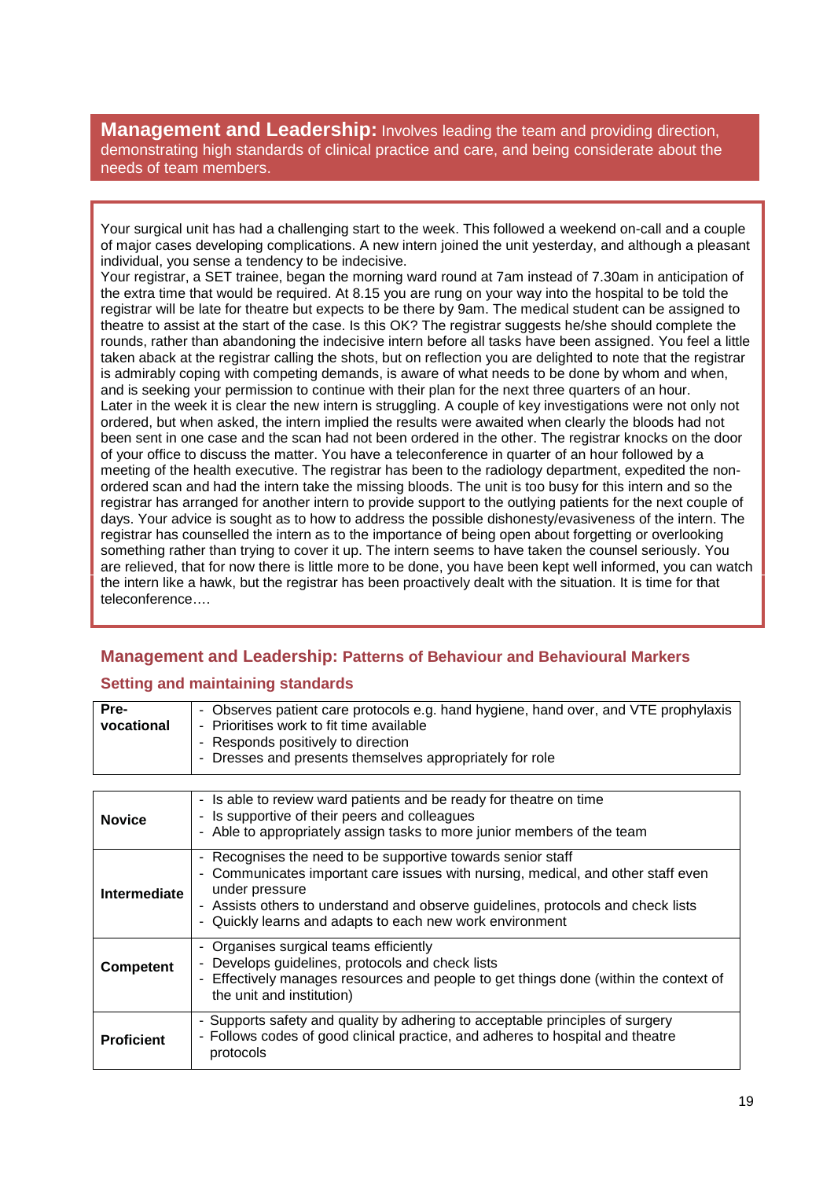## **Management and Leadership:** Involves leading the team and providing direction, demonstrating high standards of clinical practice and care, and being considerate about the needs of team members.

Your surgical unit has had a challenging start to the week. This followed a weekend on-call and a couple of major cases developing complications. A new intern joined the unit yesterday, and although a pleasant individual, you sense a tendency to be indecisive.

Your registrar, a SET trainee, began the morning ward round at 7am instead of 7.30am in anticipation of the extra time that would be required. At 8.15 you are rung on your way into the hospital to be told the registrar will be late for theatre but expects to be there by 9am. The medical student can be assigned to theatre to assist at the start of the case. Is this OK? The registrar suggests he/she should complete the rounds, rather than abandoning the indecisive intern before all tasks have been assigned. You feel a little taken aback at the registrar calling the shots, but on reflection you are delighted to note that the registrar is admirably coping with competing demands, is aware of what needs to be done by whom and when, and is seeking your permission to continue with their plan for the next three quarters of an hour.

Later in the week it is clear the new intern is struggling. A couple of key investigations were not only not ordered, but when asked, the intern implied the results were awaited when clearly the bloods had not been sent in one case and the scan had not been ordered in the other. The registrar knocks on the door of your office to discuss the matter. You have a teleconference in quarter of an hour followed by a meeting of the health executive. The registrar has been to the radiology department, expedited the non-ordered scan and had the intern take the missing bloods. The unit is too busy for this intern and so the registrar has arranged for another intern to provide support to the outlying patients for the next couple of days. Your advice is sought as to how to address the possible dishonesty/evasiveness of the intern. The registrar has counselled the intern as to the importance of being open about forgetting or overlooking something rather than trying to cover it up. The intern seems to have taken the counsel seriously. You are relieved, that for now there is little more to be done, you have been kept well informed, you can watch the intern like a hawk, but the registrar has been proactively dealt with the situation. It is time for that teleconference….

## Management and Leadership: Patterns of Behaviour and Behavioural Markers

### Setting and maintaining standards

| | |
|---|---|
| **Pre-vocational** | - Observes patient care protocols e.g. hand hygiene, hand over, and VTE prophylaxis<br>- Prioritises work to fit time available<br>- Responds positively to direction<br>- Dresses and presents themselves appropriately for role |

| | |
|---|---|
| **Novice** | - Is able to review ward patients and be ready for theatre on time<br>- Is supportive of their peers and colleagues<br>- Able to appropriately assign tasks to more junior members of the team |
| **Intermediate** | - Recognises the need to be supportive towards senior staff<br>- Communicates important care issues with nursing, medical, and other staff even under pressure<br>- Assists others to understand and observe guidelines, protocols and check lists<br>- Quickly learns and adapts to each new work environment |
| **Competent** | - Organises surgical teams efficiently<br>- Develops guidelines, protocols and check lists<br>- Effectively manages resources and people to get things done (within the context of the unit and institution) |
| **Proficient** | - Supports safety and quality by adhering to acceptable principles of surgery<br>- Follows codes of good clinical practice, and adheres to hospital and theatre protocols |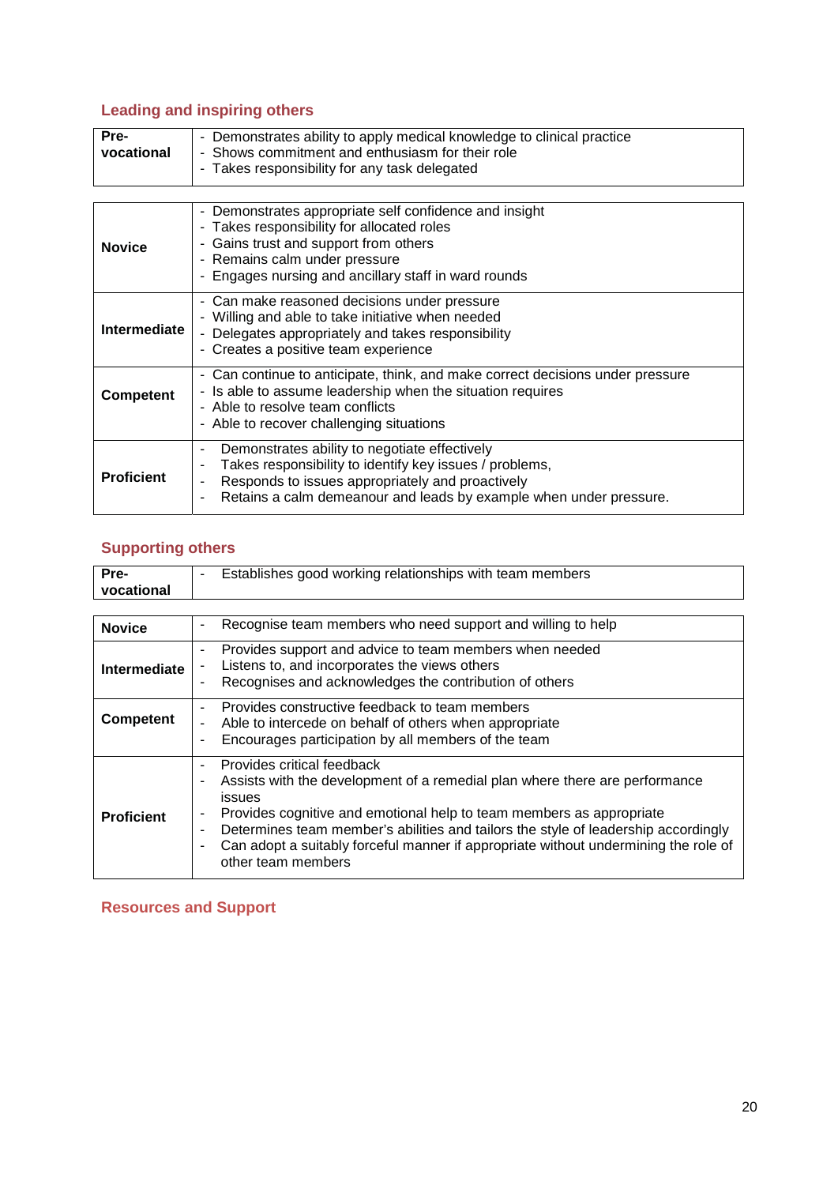## Leading and inspiring others

| Level | Descriptors |
|---|---|
| **Pre-vocational** | - Demonstrates ability to apply medical knowledge to clinical practice<br>- Shows commitment and enthusiasm for their role<br>- Takes responsibility for any task delegated |
| **Novice** | - Demonstrates appropriate self confidence and insight<br>- Takes responsibility for allocated roles<br>- Gains trust and support from others<br>- Remains calm under pressure<br>- Engages nursing and ancillary staff in ward rounds |
| **Intermediate** | - Can make reasoned decisions under pressure<br>- Willing and able to take initiative when needed<br>- Delegates appropriately and takes responsibility<br>- Creates a positive team experience |
| **Competent** | - Can continue to anticipate, think, and make correct decisions under pressure<br>- Is able to assume leadership when the situation requires<br>- Able to resolve team conflicts<br>- Able to recover challenging situations |
| **Proficient** | - Demonstrates ability to negotiate effectively<br>- Takes responsibility to identify key issues / problems,<br>- Responds to issues appropriately and proactively<br>- Retains a calm demeanour and leads by example when under pressure. |

## Supporting others

| Level | Descriptors |
|---|---|
| **Pre-vocational** | - Establishes good working relationships with team members |
| **Novice** | - Recognise team members who need support and willing to help |
| **Intermediate** | - Provides support and advice to team members when needed<br>- Listens to, and incorporates the views others<br>- Recognises and acknowledges the contribution of others |
| **Competent** | - Provides constructive feedback to team members<br>- Able to intercede on behalf of others when appropriate<br>- Encourages participation by all members of the team |
| **Proficient** | - Provides critical feedback<br>- Assists with the development of a remedial plan where there are performance issues<br>- Provides cognitive and emotional help to team members as appropriate<br>- Determines team member's abilities and tailors the style of leadership accordingly<br>- Can adopt a suitably forceful manner if appropriate without undermining the role of other team members |

## Resources and Support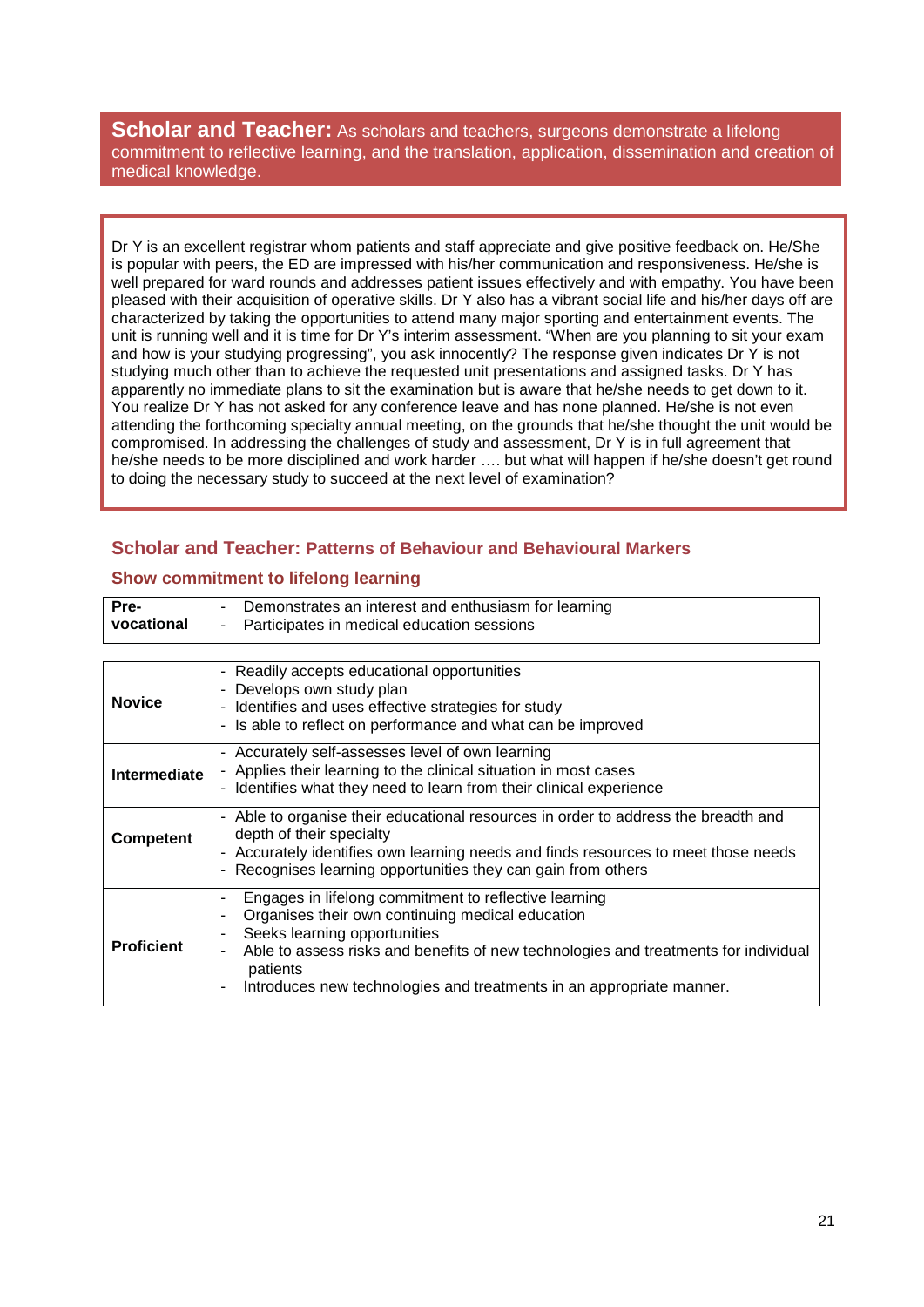**Scholar and Teacher:** As scholars and teachers, surgeons demonstrate a lifelong commitment to reflective learning, and the translation, application, dissemination and creation of medical knowledge.

Dr Y is an excellent registrar whom patients and staff appreciate and give positive feedback on. He/She is popular with peers, the ED are impressed with his/her communication and responsiveness. He/she is well prepared for ward rounds and addresses patient issues effectively and with empathy. You have been pleased with their acquisition of operative skills. Dr Y also has a vibrant social life and his/her days off are characterized by taking the opportunities to attend many major sporting and entertainment events. The unit is running well and it is time for Dr Y's interim assessment. "When are you planning to sit your exam and how is your studying progressing", you ask innocently? The response given indicates Dr Y is not studying much other than to achieve the requested unit presentations and assigned tasks. Dr Y has apparently no immediate plans to sit the examination but is aware that he/she needs to get down to it. You realize Dr Y has not asked for any conference leave and has none planned. He/she is not even attending the forthcoming specialty annual meeting, on the grounds that he/she thought the unit would be compromised. In addressing the challenges of study and assessment, Dr Y is in full agreement that he/she needs to be more disciplined and work harder …. but what will happen if he/she doesn't get round to doing the necessary study to succeed at the next level of examination?

## Scholar and Teacher: Patterns of Behaviour and Behavioural Markers

### Show commitment to lifelong learning

| | |
|---|---|
| **Pre-vocational** | - Demonstrates an interest and enthusiasm for learning<br>- Participates in medical education sessions |
| **Novice** | - Readily accepts educational opportunities<br>- Develops own study plan<br>- Identifies and uses effective strategies for study<br>- Is able to reflect on performance and what can be improved |
| **Intermediate** | - Accurately self-assesses level of own learning<br>- Applies their learning to the clinical situation in most cases<br>- Identifies what they need to learn from their clinical experience |
| **Competent** | - Able to organise their educational resources in order to address the breadth and depth of their specialty<br>- Accurately identifies own learning needs and finds resources to meet those needs<br>- Recognises learning opportunities they can gain from others |
| **Proficient** | - Engages in lifelong commitment to reflective learning<br>- Organises their own continuing medical education<br>- Seeks learning opportunities<br>- Able to assess risks and benefits of new technologies and treatments for individual patients<br>- Introduces new technologies and treatments in an appropriate manner. |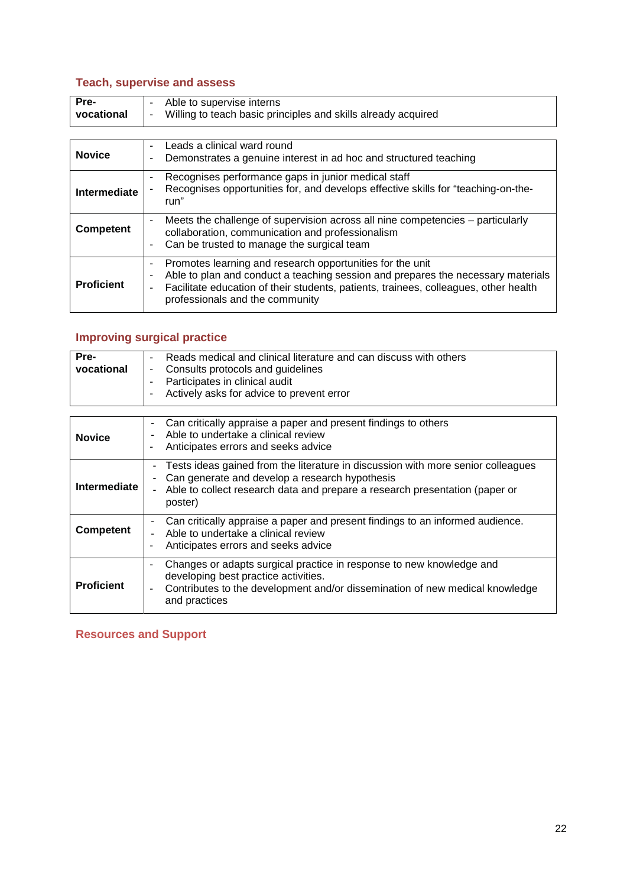## Teach, supervise and assess

| | |
|---|---|
| **Pre-vocational** | - Able to supervise interns<br>- Willing to teach basic principles and skills already acquired |

| | |
|---|---|
| **Novice** | - Leads a clinical ward round<br>- Demonstrates a genuine interest in ad hoc and structured teaching |
| **Intermediate** | - Recognises performance gaps in junior medical staff<br>- Recognises opportunities for, and develops effective skills for "teaching-on-the-run" |
| **Competent** | - Meets the challenge of supervision across all nine competencies – particularly collaboration, communication and professionalism<br>- Can be trusted to manage the surgical team |
| **Proficient** | - Promotes learning and research opportunities for the unit<br>- Able to plan and conduct a teaching session and prepares the necessary materials<br>- Facilitate education of their students, patients, trainees, colleagues, other health professionals and the community |

## Improving surgical practice

| | |
|---|---|
| **Pre-vocational** | - Reads medical and clinical literature and can discuss with others<br>- Consults protocols and guidelines<br>- Participates in clinical audit<br>- Actively asks for advice to prevent error |

| | |
|---|---|
| **Novice** | - Can critically appraise a paper and present findings to others<br>- Able to undertake a clinical review<br>- Anticipates errors and seeks advice |
| **Intermediate** | - Tests ideas gained from the literature in discussion with more senior colleagues<br>- Can generate and develop a research hypothesis<br>- Able to collect research data and prepare a research presentation (paper or poster) |
| **Competent** | - Can critically appraise a paper and present findings to an informed audience.<br>- Able to undertake a clinical review<br>- Anticipates errors and seeks advice |
| **Proficient** | - Changes or adapts surgical practice in response to new knowledge and developing best practice activities.<br>- Contributes to the development and/or dissemination of new medical knowledge and practices |

## Resources and Support